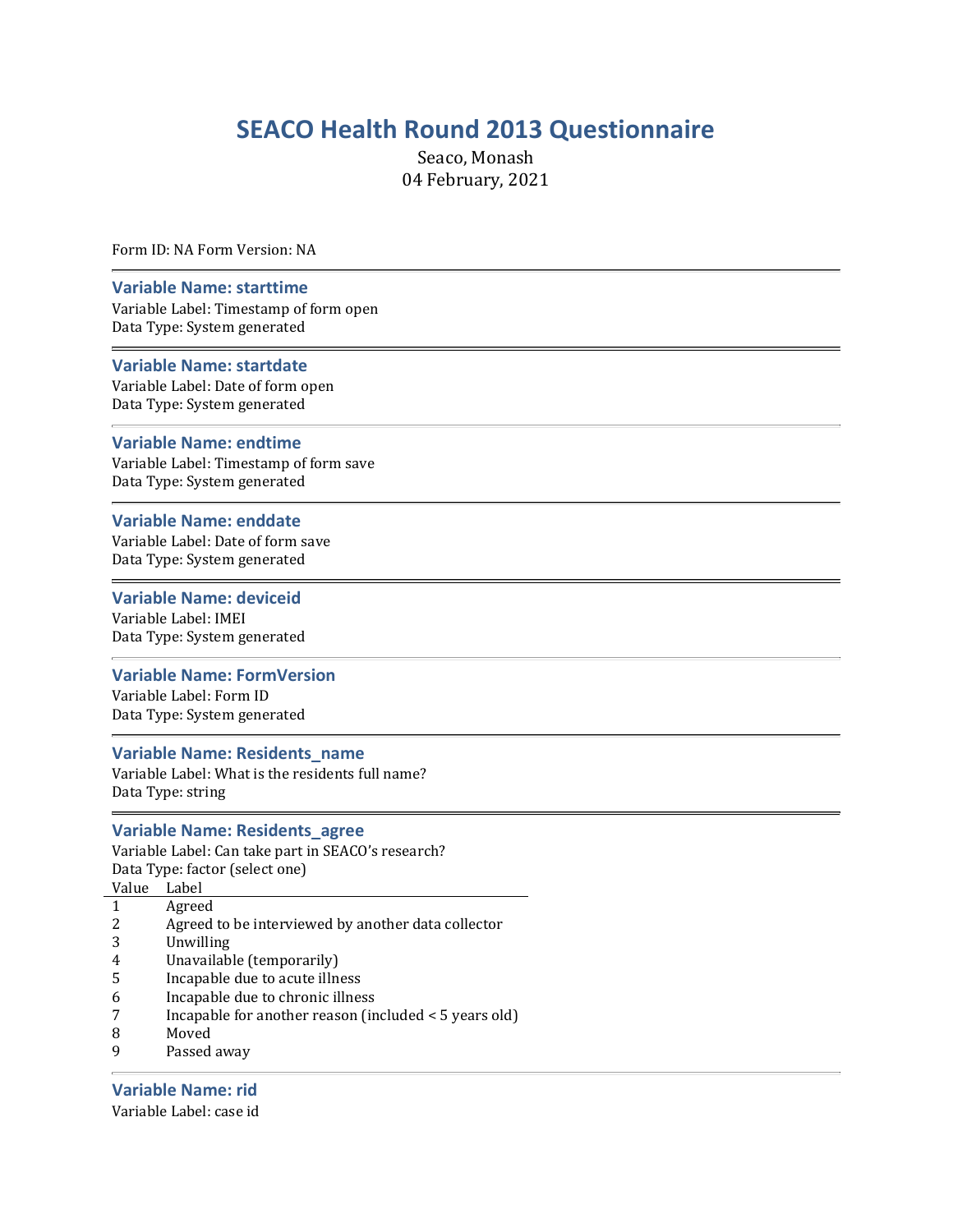# SEACO Health Round 2013 Questionnaire

Seaco, Monash
04 February, 2021

Form ID: NA Form Version: NA

---

### Variable Name: starttime

Variable Label: Timestamp of form open
Data Type: System generated

---

### Variable Name: startdate

Variable Label: Date of form open
Data Type: System generated

---

### Variable Name: endtime

Variable Label: Timestamp of form save
Data Type: System generated

---

### Variable Name: enddate

Variable Label: Date of form save
Data Type: System generated

---

### Variable Name: deviceid

Variable Label: IMEI
Data Type: System generated

---

### Variable Name: FormVersion

Variable Label: Form ID
Data Type: System generated

---

### Variable Name: Residents_name

Variable Label: What is the residents full name?
Data Type: string

---

### Variable Name: Residents_agree

Variable Label: Can take part in SEACO's research?
Data Type: factor (select one)

| Value | Label |
|---|---|
| 1 | Agreed |
| 2 | Agreed to be interviewed by another data collector |
| 3 | Unwilling |
| 4 | Unavailable (temporarily) |
| 5 | Incapable due to acute illness |
| 6 | Incapable due to chronic illness |
| 7 | Incapable for another reason (included < 5 years old) |
| 8 | Moved |
| 9 | Passed away |

---

### Variable Name: rid

Variable Label: case id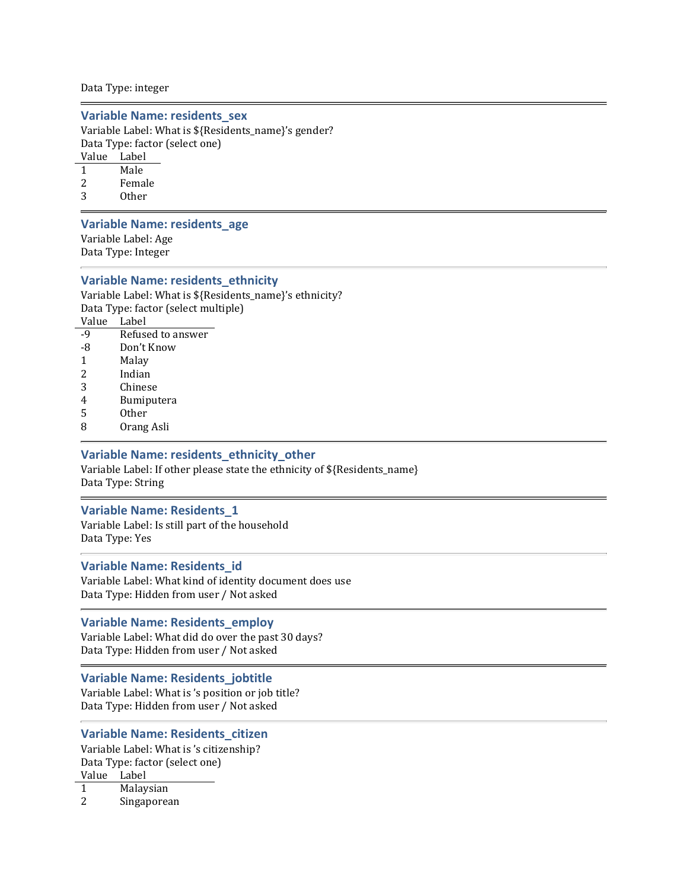Data Type: integer

---

### Variable Name: residents_sex

Variable Label: What is ${Residents_name}'s gender?
Data Type: factor (select one)

| Value | Label |
|---|---|
| 1 | Male |
| 2 | Female |
| 3 | Other |

---

### Variable Name: residents_age

Variable Label: Age
Data Type: Integer

---

### Variable Name: residents_ethnicity

Variable Label: What is ${Residents_name}'s ethnicity?
Data Type: factor (select multiple)

| Value | Label |
|---|---|
| -9 | Refused to answer |
| -8 | Don't Know |
| 1 | Malay |
| 2 | Indian |
| 3 | Chinese |
| 4 | Bumiputera |
| 5 | Other |
| 8 | Orang Asli |

---

### Variable Name: residents_ethnicity_other

Variable Label: If other please state the ethnicity of ${Residents_name}
Data Type: String

---

### Variable Name: Residents_1

Variable Label: Is still part of the household
Data Type: Yes

---

### Variable Name: Residents_id

Variable Label: What kind of identity document does use
Data Type: Hidden from user / Not asked

---

### Variable Name: Residents_employ

Variable Label: What did do over the past 30 days?
Data Type: Hidden from user / Not asked

---

### Variable Name: Residents_jobtitle

Variable Label: What is 's position or job title?
Data Type: Hidden from user / Not asked

---

### Variable Name: Residents_citizen

Variable Label: What is 's citizenship?
Data Type: factor (select one)

| Value | Label |
|---|---|
| 1 | Malaysian |
| 2 | Singaporean |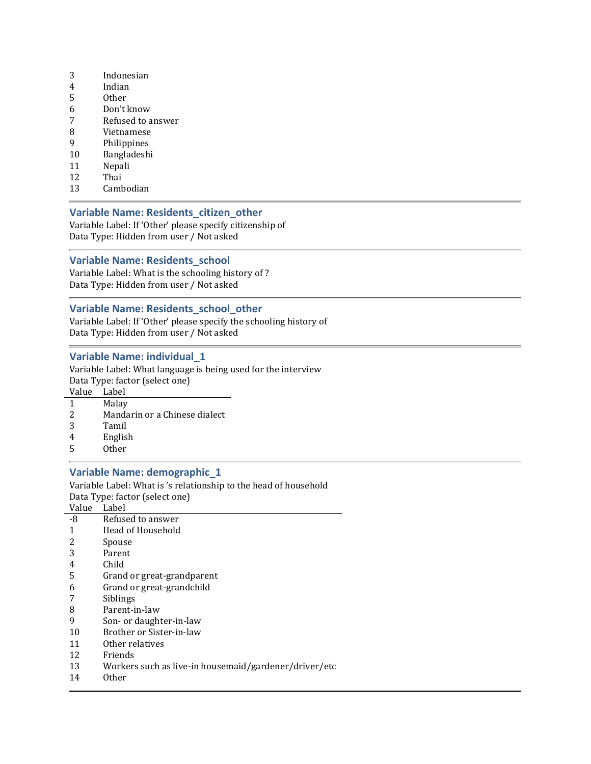| Value | Label |
|---|---|
| 3 | Indonesian |
| 4 | Indian |
| 5 | Other |
| 6 | Don't know |
| 7 | Refused to answer |
| 8 | Vietnamese |
| 9 | Philippines |
| 10 | Bangladeshi |
| 11 | Nepali |
| 12 | Thai |
| 13 | Cambodian |

---

### Variable Name: Residents_citizen_other

Variable Label: If 'Other' please specify citizenship of
Data Type: Hidden from user / Not asked

---

### Variable Name: Residents_school

Variable Label: What is the schooling history of ?
Data Type: Hidden from user / Not asked

---

### Variable Name: Residents_school_other

Variable Label: If 'Other' please specify the schooling history of
Data Type: Hidden from user / Not asked

---

### Variable Name: individual_1

Variable Label: What language is being used for the interview
Data Type: factor (select one)

| Value | Label |
|---|---|
| 1 | Malay |
| 2 | Mandarin or a Chinese dialect |
| 3 | Tamil |
| 4 | English |
| 5 | Other |

---

### Variable Name: demographic_1

Variable Label: What is 's relationship to the head of household
Data Type: factor (select one)

| Value | Label |
|---|---|
| -8 | Refused to answer |
| 1 | Head of Household |
| 2 | Spouse |
| 3 | Parent |
| 4 | Child |
| 5 | Grand or great-grandparent |
| 6 | Grand or great-grandchild |
| 7 | Siblings |
| 8 | Parent-in-law |
| 9 | Son- or daughter-in-law |
| 10 | Brother or Sister-in-law |
| 11 | Other relatives |
| 12 | Friends |
| 13 | Workers such as live-in housemaid/gardener/driver/etc |
| 14 | Other |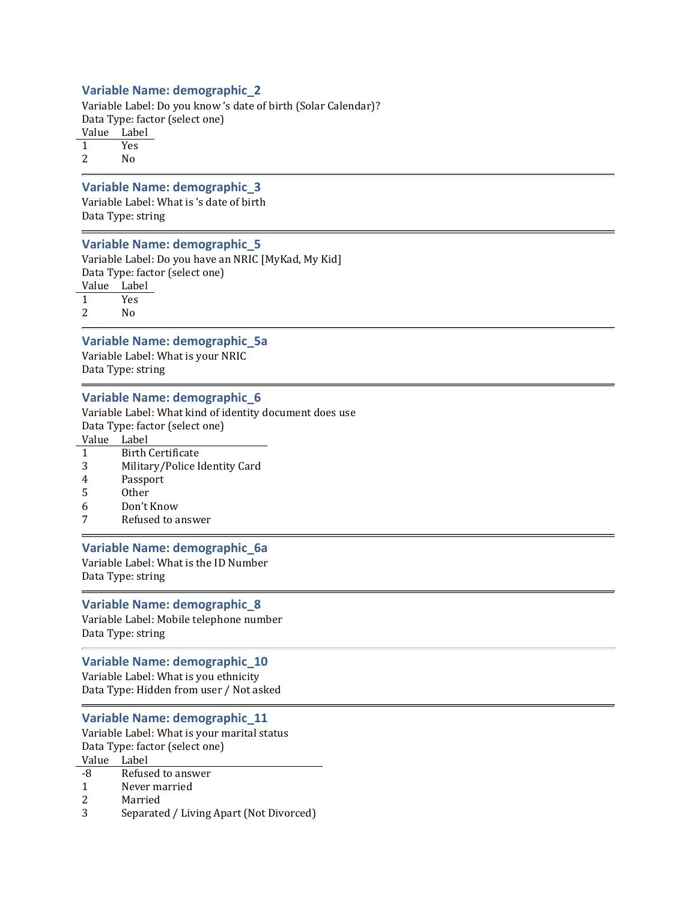### Variable Name: demographic_2

Variable Label: Do you know 's date of birth (Solar Calendar)?
Data Type: factor (select one)

| Value | Label |
|---|---|
| 1 | Yes |
| 2 | No |

---

### Variable Name: demographic_3

Variable Label: What is 's date of birth
Data Type: string

---

### Variable Name: demographic_5

Variable Label: Do you have an NRIC [MyKad, My Kid]
Data Type: factor (select one)

| Value | Label |
|---|---|
| 1 | Yes |
| 2 | No |

---

### Variable Name: demographic_5a

Variable Label: What is your NRIC
Data Type: string

---

### Variable Name: demographic_6

Variable Label: What kind of identity document does use
Data Type: factor (select one)

| Value | Label |
|---|---|
| 1 | Birth Certificate |
| 3 | Military/Police Identity Card |
| 4 | Passport |
| 5 | Other |
| 6 | Don't Know |
| 7 | Refused to answer |

---

### Variable Name: demographic_6a

Variable Label: What is the ID Number
Data Type: string

---

### Variable Name: demographic_8

Variable Label: Mobile telephone number
Data Type: string

---

### Variable Name: demographic_10

Variable Label: What is you ethnicity
Data Type: Hidden from user / Not asked

---

### Variable Name: demographic_11

Variable Label: What is your marital status
Data Type: factor (select one)

| Value | Label |
|---|---|
| -8 | Refused to answer |
| 1 | Never married |
| 2 | Married |
| 3 | Separated / Living Apart (Not Divorced) |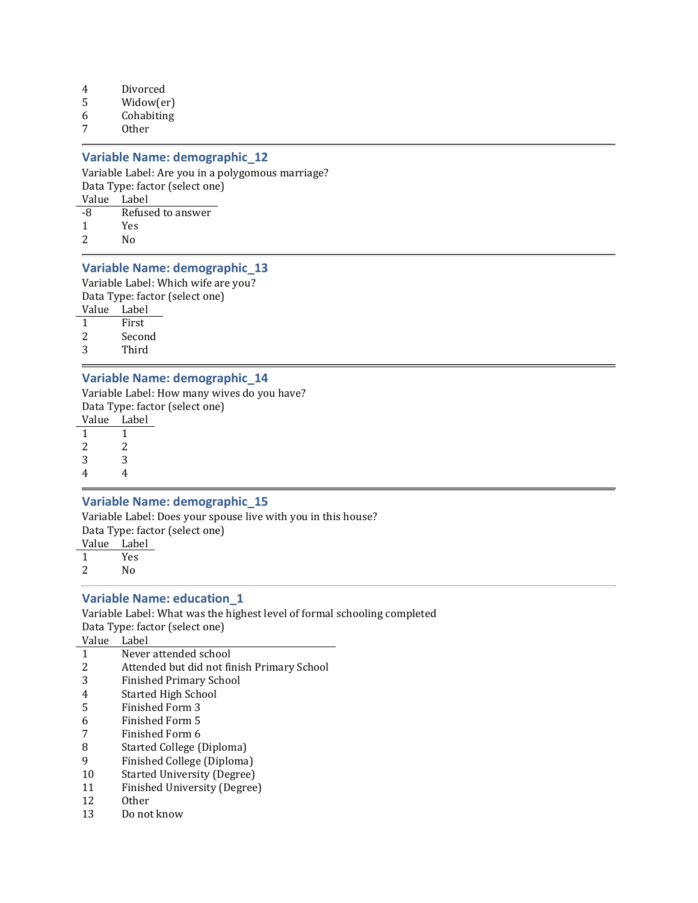| Value | Label |
|---|---|
| 4 | Divorced |
| 5 | Widow(er) |
| 6 | Cohabiting |
| 7 | Other |

---

### Variable Name: demographic_12

Variable Label: Are you in a polygomous marriage?
Data Type: factor (select one)

| Value | Label |
|---|---|
| -8 | Refused to answer |
| 1 | Yes |
| 2 | No |

---

### Variable Name: demographic_13

Variable Label: Which wife are you?
Data Type: factor (select one)

| Value | Label |
|---|---|
| 1 | First |
| 2 | Second |
| 3 | Third |

---

### Variable Name: demographic_14

Variable Label: How many wives do you have?
Data Type: factor (select one)

| Value | Label |
|---|---|
| 1 | 1 |
| 2 | 2 |
| 3 | 3 |
| 4 | 4 |

---

### Variable Name: demographic_15

Variable Label: Does your spouse live with you in this house?
Data Type: factor (select one)

| Value | Label |
|---|---|
| 1 | Yes |
| 2 | No |

---

### Variable Name: education_1

Variable Label: What was the highest level of formal schooling completed
Data Type: factor (select one)

| Value | Label |
|---|---|
| 1 | Never attended school |
| 2 | Attended but did not finish Primary School |
| 3 | Finished Primary School |
| 4 | Started High School |
| 5 | Finished Form 3 |
| 6 | Finished Form 5 |
| 7 | Finished Form 6 |
| 8 | Started College (Diploma) |
| 9 | Finished College (Diploma) |
| 10 | Started University (Degree) |
| 11 | Finished University (Degree) |
| 12 | Other |
| 13 | Do not know |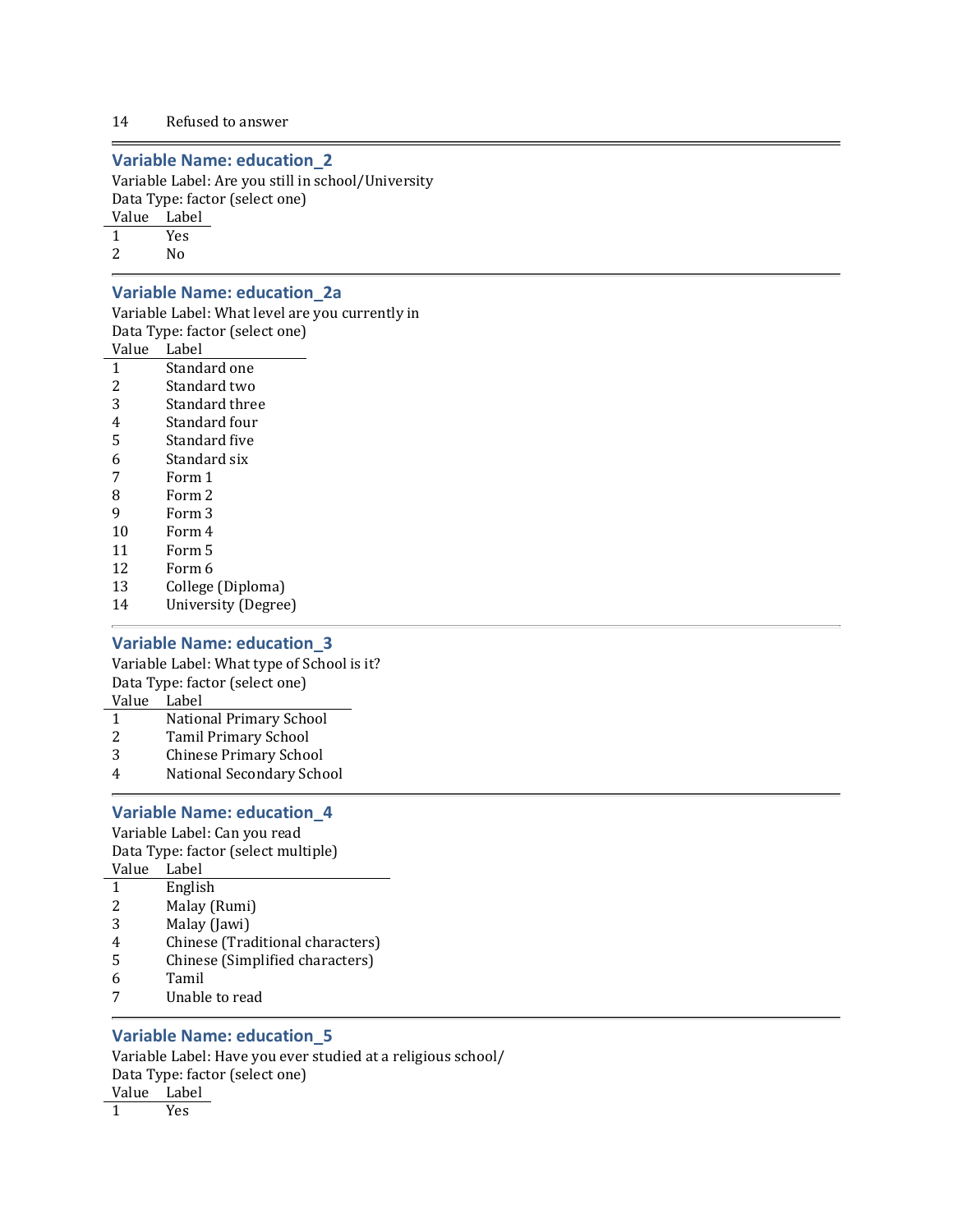| Value | Label |
|---|---|
| 14 | Refused to answer |

### Variable Name: education_2

Variable Label: Are you still in school/University
Data Type: factor (select one)

| Value | Label |
|---|---|
| 1 | Yes |
| 2 | No |

### Variable Name: education_2a

Variable Label: What level are you currently in
Data Type: factor (select one)

| Value | Label |
|---|---|
| 1 | Standard one |
| 2 | Standard two |
| 3 | Standard three |
| 4 | Standard four |
| 5 | Standard five |
| 6 | Standard six |
| 7 | Form 1 |
| 8 | Form 2 |
| 9 | Form 3 |
| 10 | Form 4 |
| 11 | Form 5 |
| 12 | Form 6 |
| 13 | College (Diploma) |
| 14 | University (Degree) |

### Variable Name: education_3

Variable Label: What type of School is it?
Data Type: factor (select one)

| Value | Label |
|---|---|
| 1 | National Primary School |
| 2 | Tamil Primary School |
| 3 | Chinese Primary School |
| 4 | National Secondary School |

### Variable Name: education_4

Variable Label: Can you read
Data Type: factor (select multiple)

| Value | Label |
|---|---|
| 1 | English |
| 2 | Malay (Rumi) |
| 3 | Malay (Jawi) |
| 4 | Chinese (Traditional characters) |
| 5 | Chinese (Simplified characters) |
| 6 | Tamil |
| 7 | Unable to read |

### Variable Name: education_5

Variable Label: Have you ever studied at a religious school/
Data Type: factor (select one)

| Value | Label |
|---|---|
| 1 | Yes |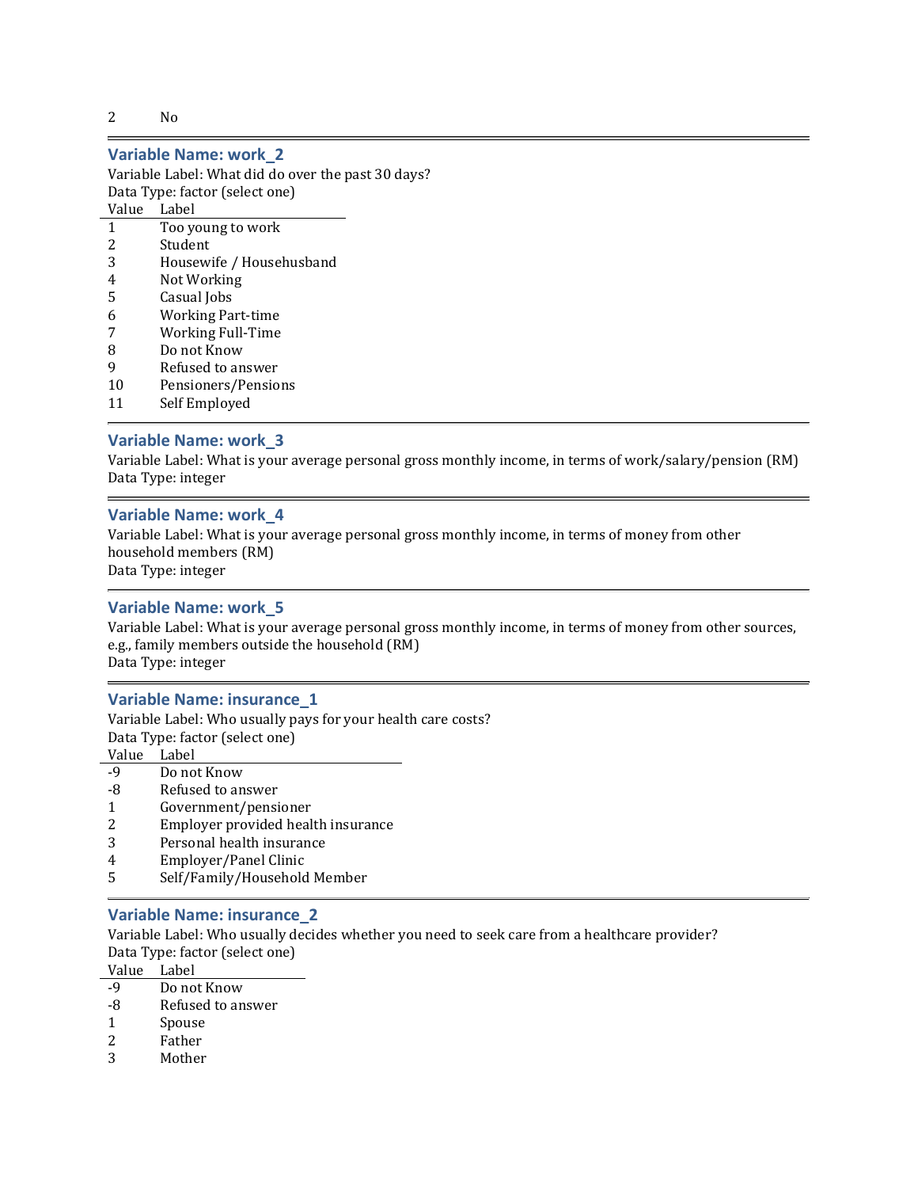| | |
|---|---|
| 2 | No |

---

### Variable Name: work_2

Variable Label: What did do over the past 30 days?
Data Type: factor (select one)

| Value | Label |
|---|---|
| 1 | Too young to work |
| 2 | Student |
| 3 | Housewife / Househusband |
| 4 | Not Working |
| 5 | Casual Jobs |
| 6 | Working Part-time |
| 7 | Working Full-Time |
| 8 | Do not Know |
| 9 | Refused to answer |
| 10 | Pensioners/Pensions |
| 11 | Self Employed |

---

### Variable Name: work_3

Variable Label: What is your average personal gross monthly income, in terms of work/salary/pension (RM)
Data Type: integer

---

### Variable Name: work_4

Variable Label: What is your average personal gross monthly income, in terms of money from other household members (RM)
Data Type: integer

---

### Variable Name: work_5

Variable Label: What is your average personal gross monthly income, in terms of money from other sources, e.g., family members outside the household (RM)
Data Type: integer

---

### Variable Name: insurance_1

Variable Label: Who usually pays for your health care costs?
Data Type: factor (select one)

| Value | Label |
|---|---|
| -9 | Do not Know |
| -8 | Refused to answer |
| 1 | Government/pensioner |
| 2 | Employer provided health insurance |
| 3 | Personal health insurance |
| 4 | Employer/Panel Clinic |
| 5 | Self/Family/Household Member |

---

### Variable Name: insurance_2

Variable Label: Who usually decides whether you need to seek care from a healthcare provider?
Data Type: factor (select one)

| Value | Label |
|---|---|
| -9 | Do not Know |
| -8 | Refused to answer |
| 1 | Spouse |
| 2 | Father |
| 3 | Mother |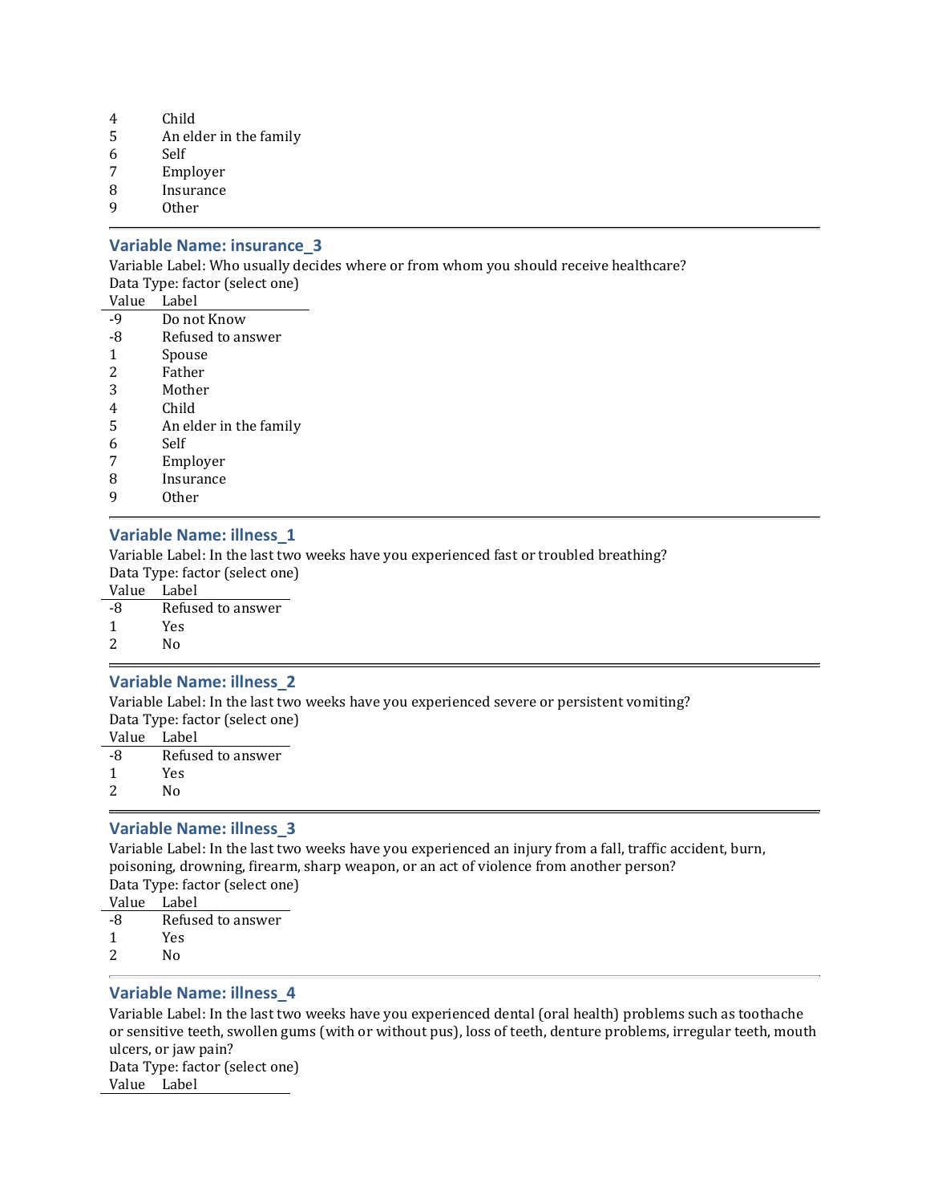| Value | Label |
|---|---|
| 4 | Child |
| 5 | An elder in the family |
| 6 | Self |
| 7 | Employer |
| 8 | Insurance |
| 9 | Other |

---

### Variable Name: insurance_3

Variable Label: Who usually decides where or from whom you should receive healthcare?
Data Type: factor (select one)

| Value | Label |
|---|---|
| -9 | Do not Know |
| -8 | Refused to answer |
| 1 | Spouse |
| 2 | Father |
| 3 | Mother |
| 4 | Child |
| 5 | An elder in the family |
| 6 | Self |
| 7 | Employer |
| 8 | Insurance |
| 9 | Other |

---

### Variable Name: illness_1

Variable Label: In the last two weeks have you experienced fast or troubled breathing?
Data Type: factor (select one)

| Value | Label |
|---|---|
| -8 | Refused to answer |
| 1 | Yes |
| 2 | No |

---

### Variable Name: illness_2

Variable Label: In the last two weeks have you experienced severe or persistent vomiting?
Data Type: factor (select one)

| Value | Label |
|---|---|
| -8 | Refused to answer |
| 1 | Yes |
| 2 | No |

---

### Variable Name: illness_3

Variable Label: In the last two weeks have you experienced an injury from a fall, traffic accident, burn, poisoning, drowning, firearm, sharp weapon, or an act of violence from another person?
Data Type: factor (select one)

| Value | Label |
|---|---|
| -8 | Refused to answer |
| 1 | Yes |
| 2 | No |

---

### Variable Name: illness_4

Variable Label: In the last two weeks have you experienced dental (oral health) problems such as toothache or sensitive teeth, swollen gums (with or without pus), loss of teeth, denture problems, irregular teeth, mouth ulcers, or jaw pain?
Data Type: factor (select one)

| Value | Label |
|---|---|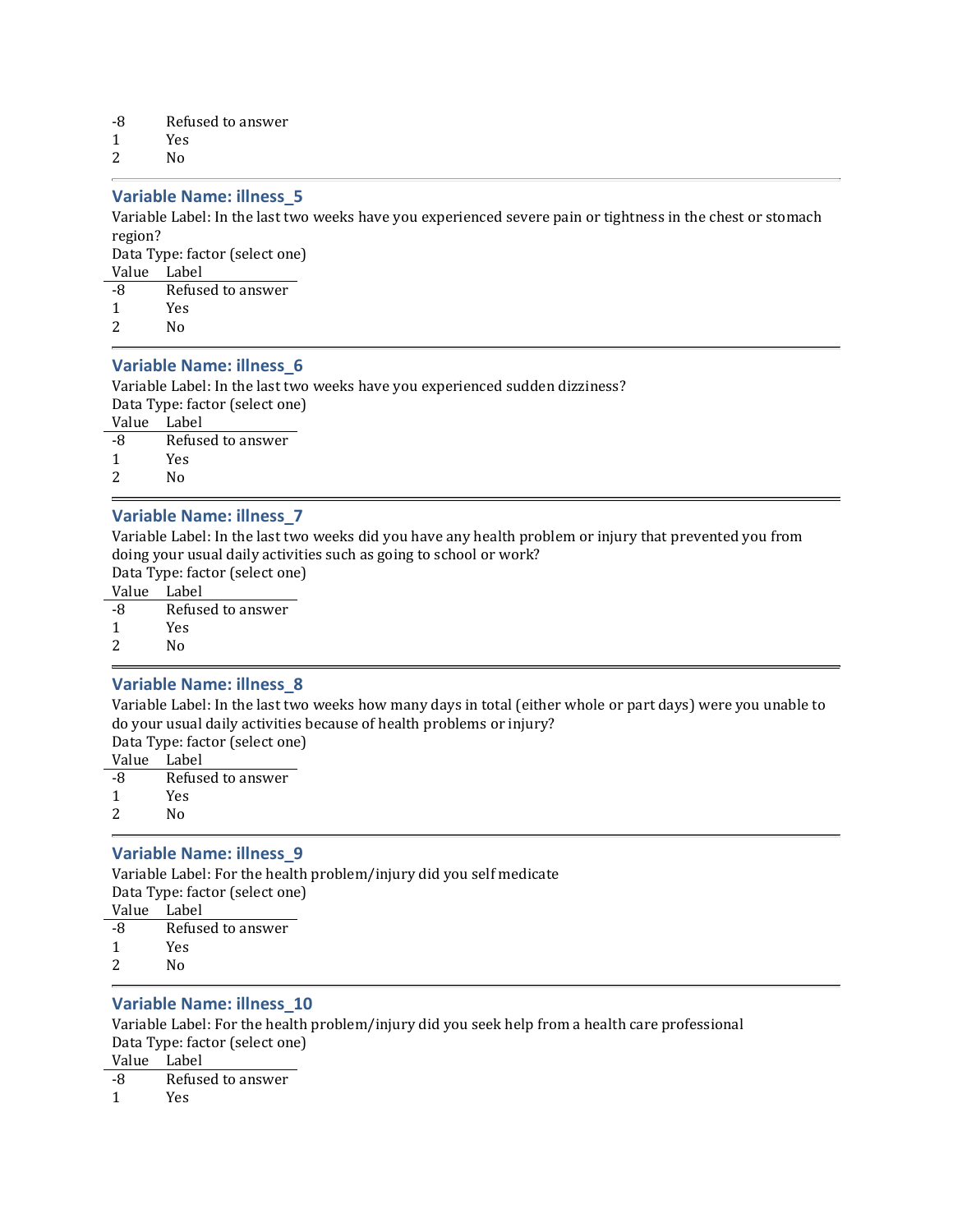| | |
|---|---|
| -8 | Refused to answer |
| 1 | Yes |
| 2 | No |

---

### Variable Name: illness_5

Variable Label: In the last two weeks have you experienced severe pain or tightness in the chest or stomach region?

Data Type: factor (select one)

| Value | Label |
|---|---|
| -8 | Refused to answer |
| 1 | Yes |
| 2 | No |

---

### Variable Name: illness_6

Variable Label: In the last two weeks have you experienced sudden dizziness?

Data Type: factor (select one)

| Value | Label |
|---|---|
| -8 | Refused to answer |
| 1 | Yes |
| 2 | No |

---

### Variable Name: illness_7

Variable Label: In the last two weeks did you have any health problem or injury that prevented you from doing your usual daily activities such as going to school or work?

Data Type: factor (select one)

| Value | Label |
|---|---|
| -8 | Refused to answer |
| 1 | Yes |
| 2 | No |

---

### Variable Name: illness_8

Variable Label: In the last two weeks how many days in total (either whole or part days) were you unable to do your usual daily activities because of health problems or injury?

Data Type: factor (select one)

| Value | Label |
|---|---|
| -8 | Refused to answer |
| 1 | Yes |
| 2 | No |

---

### Variable Name: illness_9

Variable Label: For the health problem/injury did you self medicate

Data Type: factor (select one)

| Value | Label |
|---|---|
| -8 | Refused to answer |
| 1 | Yes |
| 2 | No |

---

### Variable Name: illness_10

Variable Label: For the health problem/injury did you seek help from a health care professional

Data Type: factor (select one)

| Value | Label |
|---|---|
| -8 | Refused to answer |
| 1 | Yes |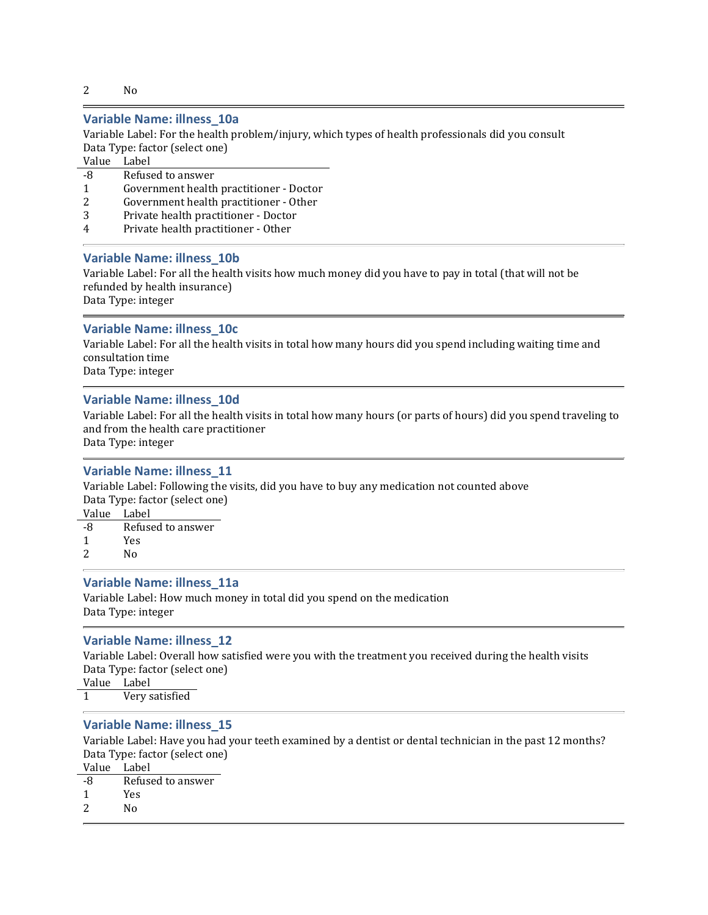| Value | Label |
|---|---|
| 2 | No |

### Variable Name: illness_10a

Variable Label: For the health problem/injury, which types of health professionals did you consult
Data Type: factor (select one)

| Value | Label |
|---|---|
| -8 | Refused to answer |
| 1 | Government health practitioner - Doctor |
| 2 | Government health practitioner - Other |
| 3 | Private health practitioner - Doctor |
| 4 | Private health practitioner - Other |

### Variable Name: illness_10b

Variable Label: For all the health visits how much money did you have to pay in total (that will not be refunded by health insurance)
Data Type: integer

### Variable Name: illness_10c

Variable Label: For all the health visits in total how many hours did you spend including waiting time and consultation time
Data Type: integer

### Variable Name: illness_10d

Variable Label: For all the health visits in total how many hours (or parts of hours) did you spend traveling to and from the health care practitioner
Data Type: integer

### Variable Name: illness_11

Variable Label: Following the visits, did you have to buy any medication not counted above
Data Type: factor (select one)

| Value | Label |
|---|---|
| -8 | Refused to answer |
| 1 | Yes |
| 2 | No |

### Variable Name: illness_11a

Variable Label: How much money in total did you spend on the medication
Data Type: integer

### Variable Name: illness_12

Variable Label: Overall how satisfied were you with the treatment you received during the health visits
Data Type: factor (select one)

| Value | Label |
|---|---|
| 1 | Very satisfied |

### Variable Name: illness_15

Variable Label: Have you had your teeth examined by a dentist or dental technician in the past 12 months?
Data Type: factor (select one)

| Value | Label |
|---|---|
| -8 | Refused to answer |
| 1 | Yes |
| 2 | No |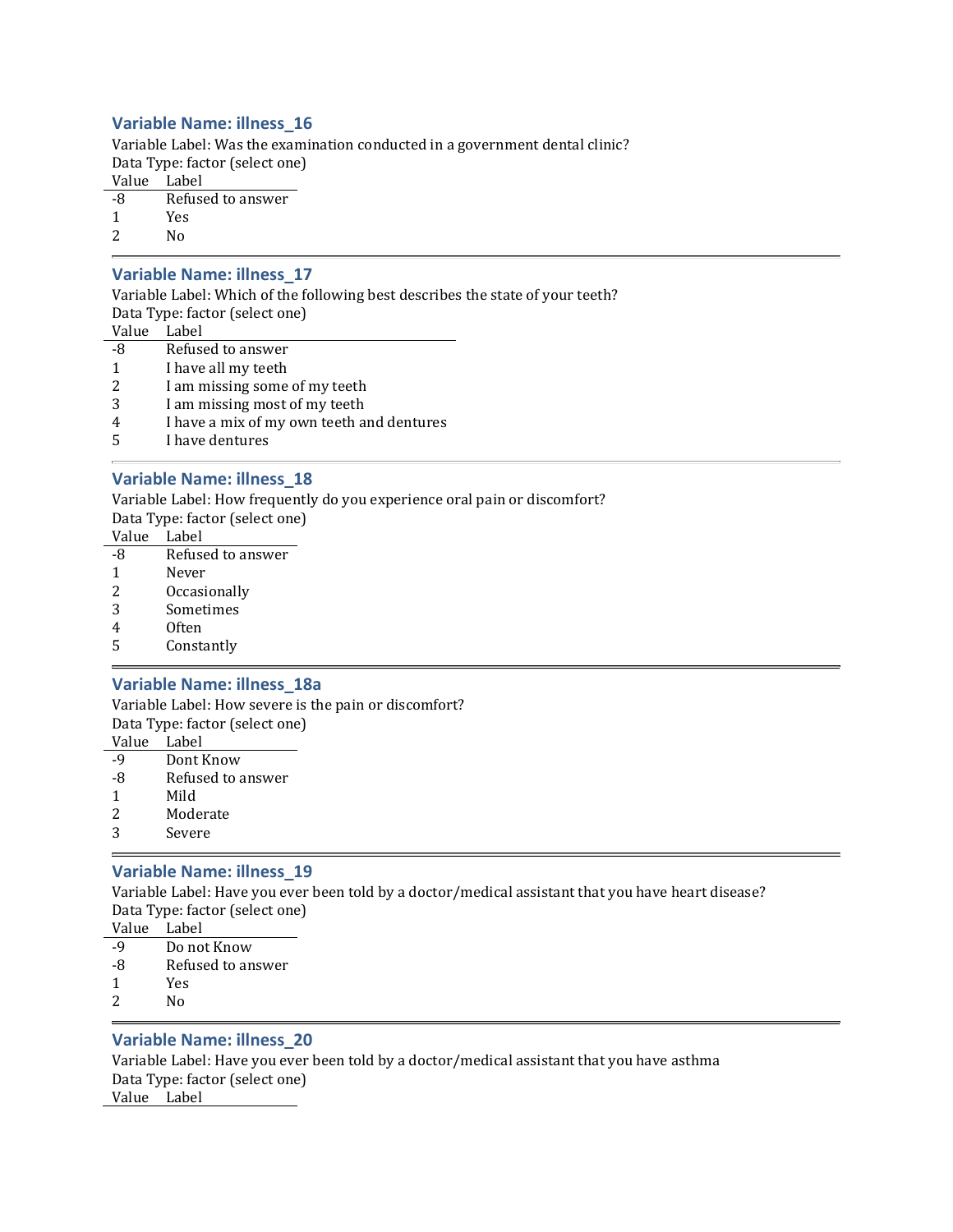### Variable Name: illness_16

Variable Label: Was the examination conducted in a government dental clinic?
Data Type: factor (select one)

| Value | Label |
|---|---|
| -8 | Refused to answer |
| 1 | Yes |
| 2 | No |

---

### Variable Name: illness_17

Variable Label: Which of the following best describes the state of your teeth?
Data Type: factor (select one)

| Value | Label |
|---|---|
| -8 | Refused to answer |
| 1 | I have all my teeth |
| 2 | I am missing some of my teeth |
| 3 | I am missing most of my teeth |
| 4 | I have a mix of my own teeth and dentures |
| 5 | I have dentures |

---

### Variable Name: illness_18

Variable Label: How frequently do you experience oral pain or discomfort?
Data Type: factor (select one)

| Value | Label |
|---|---|
| -8 | Refused to answer |
| 1 | Never |
| 2 | Occasionally |
| 3 | Sometimes |
| 4 | Often |
| 5 | Constantly |

---

### Variable Name: illness_18a

Variable Label: How severe is the pain or discomfort?
Data Type: factor (select one)

| Value | Label |
|---|---|
| -9 | Dont Know |
| -8 | Refused to answer |
| 1 | Mild |
| 2 | Moderate |
| 3 | Severe |

---

### Variable Name: illness_19

Variable Label: Have you ever been told by a doctor/medical assistant that you have heart disease?
Data Type: factor (select one)

| Value | Label |
|---|---|
| -9 | Do not Know |
| -8 | Refused to answer |
| 1 | Yes |
| 2 | No |

---

### Variable Name: illness_20

Variable Label: Have you ever been told by a doctor/medical assistant that you have asthma
Data Type: factor (select one)

| Value | Label |
|---|---|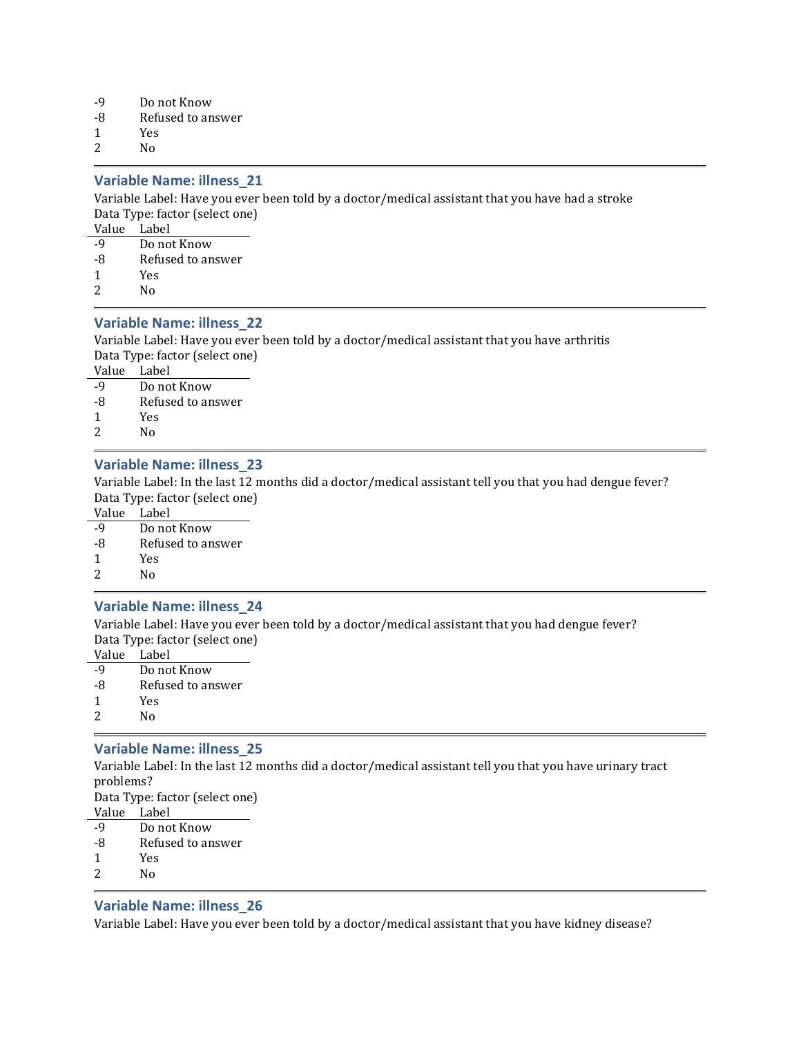| Value | Label |
|---|---|
| -9 | Do not Know |
| -8 | Refused to answer |
| 1 | Yes |
| 2 | No |

---

### Variable Name: illness_21

Variable Label: Have you ever been told by a doctor/medical assistant that you have had a stroke
Data Type: factor (select one)

| Value | Label |
|---|---|
| -9 | Do not Know |
| -8 | Refused to answer |
| 1 | Yes |
| 2 | No |

---

### Variable Name: illness_22

Variable Label: Have you ever been told by a doctor/medical assistant that you have arthritis
Data Type: factor (select one)

| Value | Label |
|---|---|
| -9 | Do not Know |
| -8 | Refused to answer |
| 1 | Yes |
| 2 | No |

---

### Variable Name: illness_23

Variable Label: In the last 12 months did a doctor/medical assistant tell you that you had dengue fever?
Data Type: factor (select one)

| Value | Label |
|---|---|
| -9 | Do not Know |
| -8 | Refused to answer |
| 1 | Yes |
| 2 | No |

---

### Variable Name: illness_24

Variable Label: Have you ever been told by a doctor/medical assistant that you had dengue fever?
Data Type: factor (select one)

| Value | Label |
|---|---|
| -9 | Do not Know |
| -8 | Refused to answer |
| 1 | Yes |
| 2 | No |

---

### Variable Name: illness_25

Variable Label: In the last 12 months did a doctor/medical assistant tell you that you have urinary tract problems?
Data Type: factor (select one)

| Value | Label |
|---|---|
| -9 | Do not Know |
| -8 | Refused to answer |
| 1 | Yes |
| 2 | No |

---

### Variable Name: illness_26

Variable Label: Have you ever been told by a doctor/medical assistant that you have kidney disease?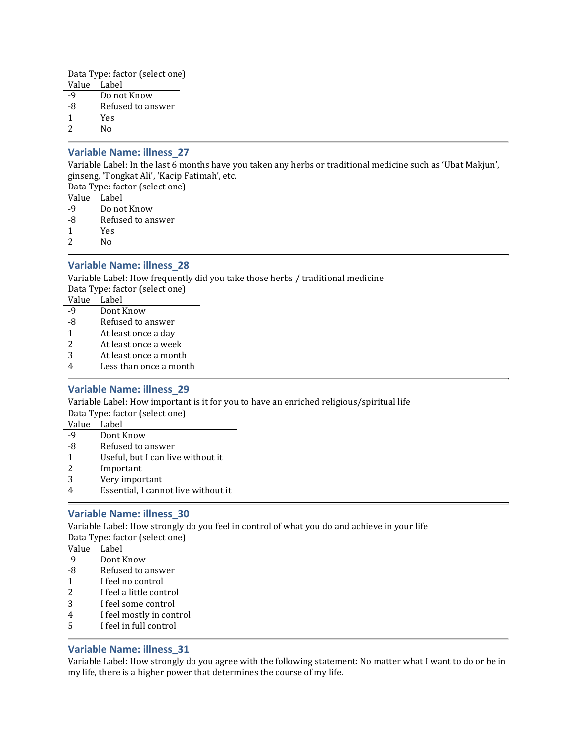Data Type: factor (select one)

| Value | Label |
|---|---|
| -9 | Do not Know |
| -8 | Refused to answer |
| 1 | Yes |
| 2 | No |

---

### Variable Name: illness_27

Variable Label: In the last 6 months have you taken any herbs or traditional medicine such as 'Ubat Makjun', ginseng, 'Tongkat Ali', 'Kacip Fatimah', etc.

Data Type: factor (select one)

| Value | Label |
|---|---|
| -9 | Do not Know |
| -8 | Refused to answer |
| 1 | Yes |
| 2 | No |

---

### Variable Name: illness_28

Variable Label: How frequently did you take those herbs / traditional medicine

Data Type: factor (select one)

| Value | Label |
|---|---|
| -9 | Dont Know |
| -8 | Refused to answer |
| 1 | At least once a day |
| 2 | At least once a week |
| 3 | At least once a month |
| 4 | Less than once a month |

---

### Variable Name: illness_29

Variable Label: How important is it for you to have an enriched religious/spiritual life

Data Type: factor (select one)

| Value | Label |
|---|---|
| -9 | Dont Know |
| -8 | Refused to answer |
| 1 | Useful, but I can live without it |
| 2 | Important |
| 3 | Very important |
| 4 | Essential, I cannot live without it |

---

### Variable Name: illness_30

Variable Label: How strongly do you feel in control of what you do and achieve in your life

Data Type: factor (select one)

| Value | Label |
|---|---|
| -9 | Dont Know |
| -8 | Refused to answer |
| 1 | I feel no control |
| 2 | I feel a little control |
| 3 | I feel some control |
| 4 | I feel mostly in control |
| 5 | I feel in full control |

---

### Variable Name: illness_31

Variable Label: How strongly do you agree with the following statement: No matter what I want to do or be in my life, there is a higher power that determines the course of my life.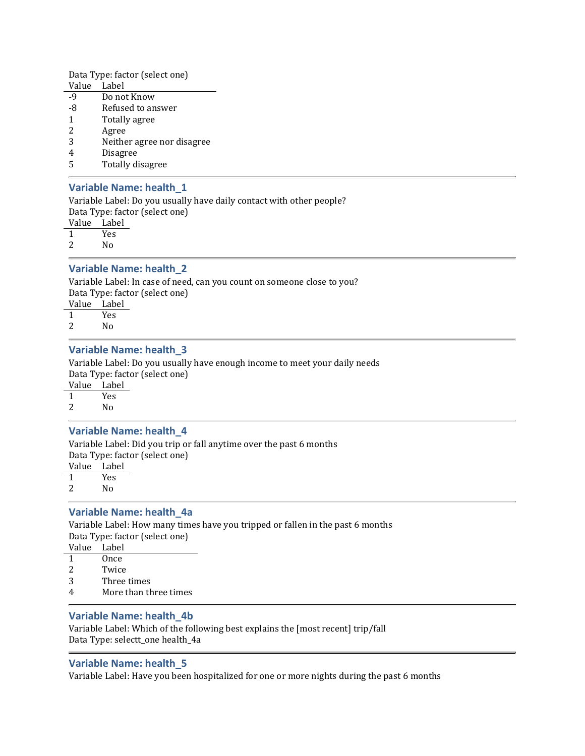Data Type: factor (select one)

| Value | Label |
|---|---|
| -9 | Do not Know |
| -8 | Refused to answer |
| 1 | Totally agree |
| 2 | Agree |
| 3 | Neither agree nor disagree |
| 4 | Disagree |
| 5 | Totally disagree |

---

### Variable Name: health_1

Variable Label: Do you usually have daily contact with other people?
Data Type: factor (select one)

| Value | Label |
|---|---|
| 1 | Yes |
| 2 | No |

---

### Variable Name: health_2

Variable Label: In case of need, can you count on someone close to you?
Data Type: factor (select one)

| Value | Label |
|---|---|
| 1 | Yes |
| 2 | No |

---

### Variable Name: health_3

Variable Label: Do you usually have enough income to meet your daily needs
Data Type: factor (select one)

| Value | Label |
|---|---|
| 1 | Yes |
| 2 | No |

---

### Variable Name: health_4

Variable Label: Did you trip or fall anytime over the past 6 months
Data Type: factor (select one)

| Value | Label |
|---|---|
| 1 | Yes |
| 2 | No |

---

### Variable Name: health_4a

Variable Label: How many times have you tripped or fallen in the past 6 months
Data Type: factor (select one)

| Value | Label |
|---|---|
| 1 | Once |
| 2 | Twice |
| 3 | Three times |
| 4 | More than three times |

---

### Variable Name: health_4b

Variable Label: Which of the following best explains the [most recent] trip/fall
Data Type: selectt_one health_4a

---

### Variable Name: health_5

Variable Label: Have you been hospitalized for one or more nights during the past 6 months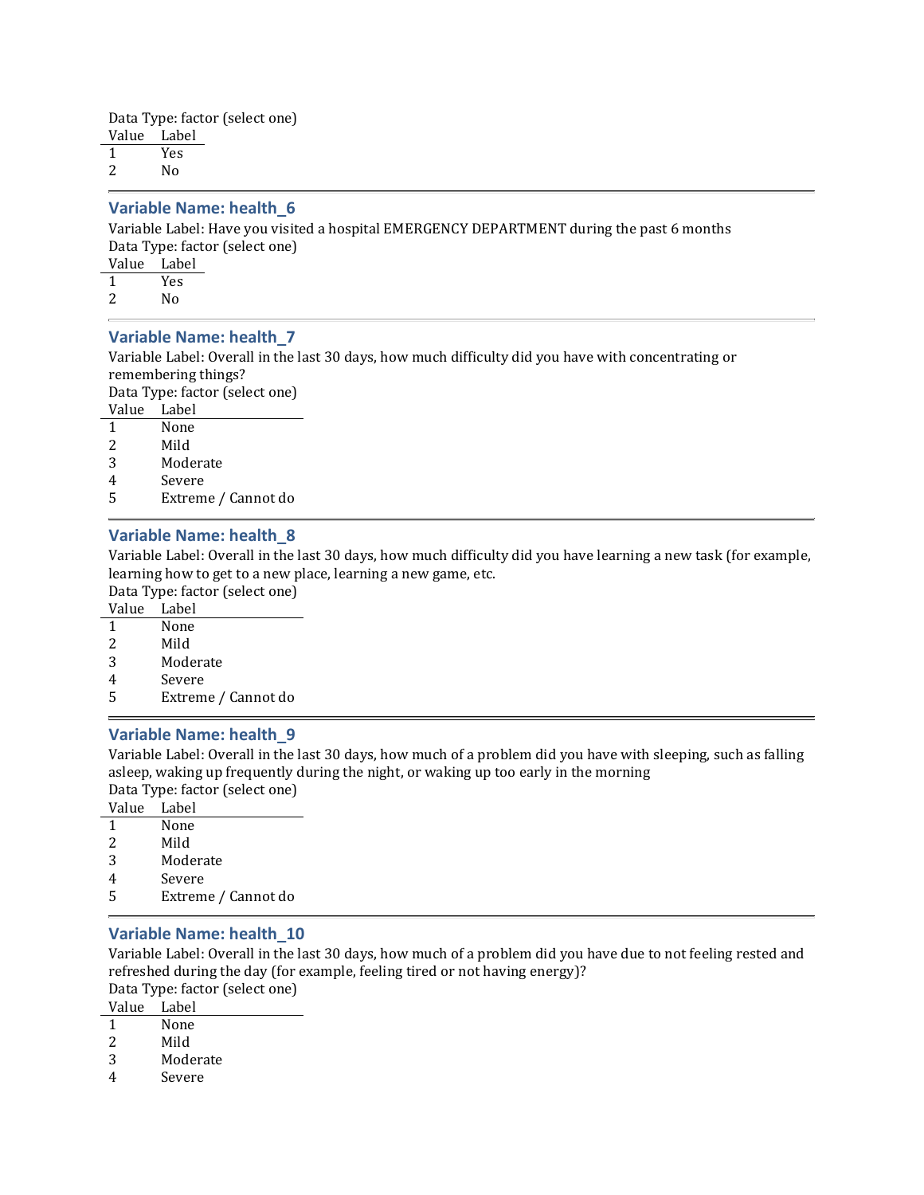Data Type: factor (select one)

| Value | Label |
|---|---|
| 1 | Yes |
| 2 | No |

---

### Variable Name: health_6

Variable Label: Have you visited a hospital EMERGENCY DEPARTMENT during the past 6 months

Data Type: factor (select one)

| Value | Label |
|---|---|
| 1 | Yes |
| 2 | No |

---

### Variable Name: health_7

Variable Label: Overall in the last 30 days, how much difficulty did you have with concentrating or remembering things?

Data Type: factor (select one)

| Value | Label |
|---|---|
| 1 | None |
| 2 | Mild |
| 3 | Moderate |
| 4 | Severe |
| 5 | Extreme / Cannot do |

---

### Variable Name: health_8

Variable Label: Overall in the last 30 days, how much difficulty did you have learning a new task (for example, learning how to get to a new place, learning a new game, etc.

Data Type: factor (select one)

| Value | Label |
|---|---|
| 1 | None |
| 2 | Mild |
| 3 | Moderate |
| 4 | Severe |
| 5 | Extreme / Cannot do |

---

### Variable Name: health_9

Variable Label: Overall in the last 30 days, how much of a problem did you have with sleeping, such as falling asleep, waking up frequently during the night, or waking up too early in the morning

Data Type: factor (select one)

| Value | Label |
|---|---|
| 1 | None |
| 2 | Mild |
| 3 | Moderate |
| 4 | Severe |
| 5 | Extreme / Cannot do |

---

### Variable Name: health_10

Variable Label: Overall in the last 30 days, how much of a problem did you have due to not feeling rested and refreshed during the day (for example, feeling tired or not having energy)?

Data Type: factor (select one)

| Value | Label |
|---|---|
| 1 | None |
| 2 | Mild |
| 3 | Moderate |
| 4 | Severe |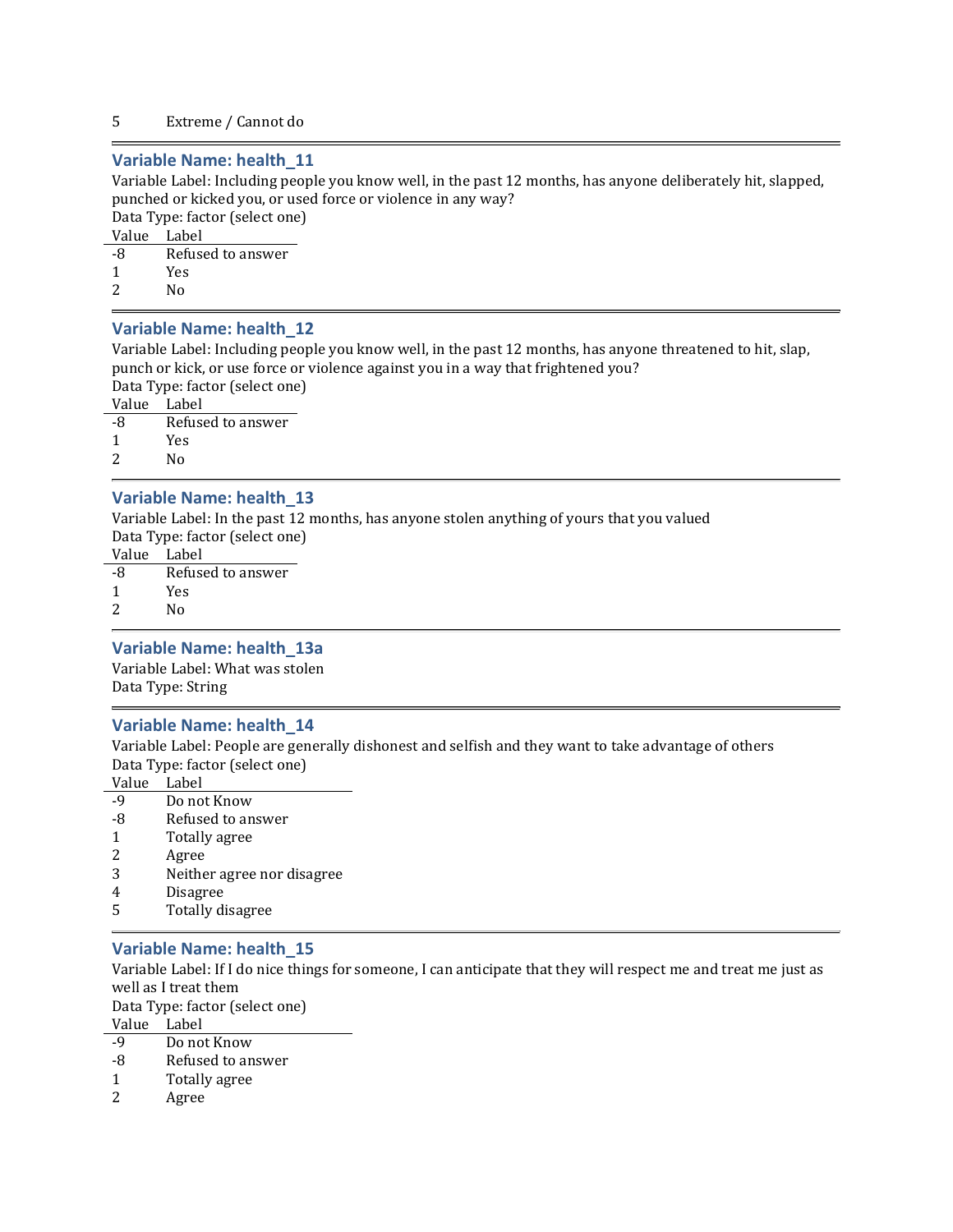| 5 | Extreme / Cannot do |
|---|---|

### Variable Name: health_11

Variable Label: Including people you know well, in the past 12 months, has anyone deliberately hit, slapped, punched or kicked you, or used force or violence in any way?

Data Type: factor (select one)

| Value | Label |
|---|---|
| -8 | Refused to answer |
| 1 | Yes |
| 2 | No |

### Variable Name: health_12

Variable Label: Including people you know well, in the past 12 months, has anyone threatened to hit, slap, punch or kick, or use force or violence against you in a way that frightened you?

Data Type: factor (select one)

| Value | Label |
|---|---|
| -8 | Refused to answer |
| 1 | Yes |
| 2 | No |

### Variable Name: health_13

Variable Label: In the past 12 months, has anyone stolen anything of yours that you valued

Data Type: factor (select one)

| Value | Label |
|---|---|
| -8 | Refused to answer |
| 1 | Yes |
| 2 | No |

### Variable Name: health_13a

Variable Label: What was stolen

Data Type: String

### Variable Name: health_14

Variable Label: People are generally dishonest and selfish and they want to take advantage of others

Data Type: factor (select one)

| Value | Label |
|---|---|
| -9 | Do not Know |
| -8 | Refused to answer |
| 1 | Totally agree |
| 2 | Agree |
| 3 | Neither agree nor disagree |
| 4 | Disagree |
| 5 | Totally disagree |

### Variable Name: health_15

Variable Label: If I do nice things for someone, I can anticipate that they will respect me and treat me just as well as I treat them

Data Type: factor (select one)

| Value | Label |
|---|---|
| -9 | Do not Know |
| -8 | Refused to answer |
| 1 | Totally agree |
| 2 | Agree |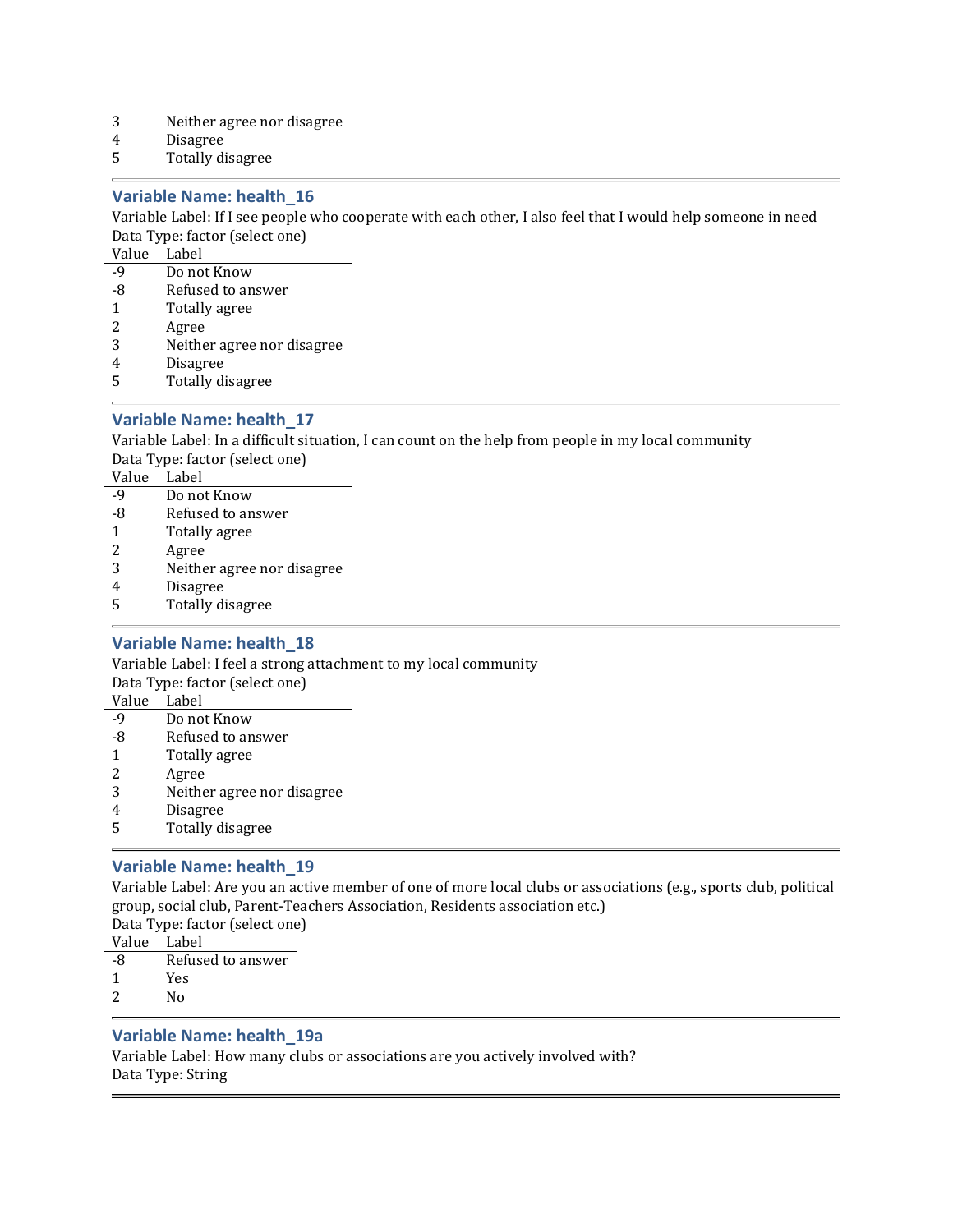| Value | Label |
|---|---|
| 3 | Neither agree nor disagree |
| 4 | Disagree |
| 5 | Totally disagree |

---

### Variable Name: health_16

Variable Label: If I see people who cooperate with each other, I also feel that I would help someone in need
Data Type: factor (select one)

| Value | Label |
|---|---|
| -9 | Do not Know |
| -8 | Refused to answer |
| 1 | Totally agree |
| 2 | Agree |
| 3 | Neither agree nor disagree |
| 4 | Disagree |
| 5 | Totally disagree |

---

### Variable Name: health_17

Variable Label: In a difficult situation, I can count on the help from people in my local community
Data Type: factor (select one)

| Value | Label |
|---|---|
| -9 | Do not Know |
| -8 | Refused to answer |
| 1 | Totally agree |
| 2 | Agree |
| 3 | Neither agree nor disagree |
| 4 | Disagree |
| 5 | Totally disagree |

---

### Variable Name: health_18

Variable Label: I feel a strong attachment to my local community
Data Type: factor (select one)

| Value | Label |
|---|---|
| -9 | Do not Know |
| -8 | Refused to answer |
| 1 | Totally agree |
| 2 | Agree |
| 3 | Neither agree nor disagree |
| 4 | Disagree |
| 5 | Totally disagree |

---

### Variable Name: health_19

Variable Label: Are you an active member of one of more local clubs or associations (e.g., sports club, political group, social club, Parent-Teachers Association, Residents association etc.)
Data Type: factor (select one)

| Value | Label |
|---|---|
| -8 | Refused to answer |
| 1 | Yes |
| 2 | No |

---

### Variable Name: health_19a

Variable Label: How many clubs or associations are you actively involved with?
Data Type: String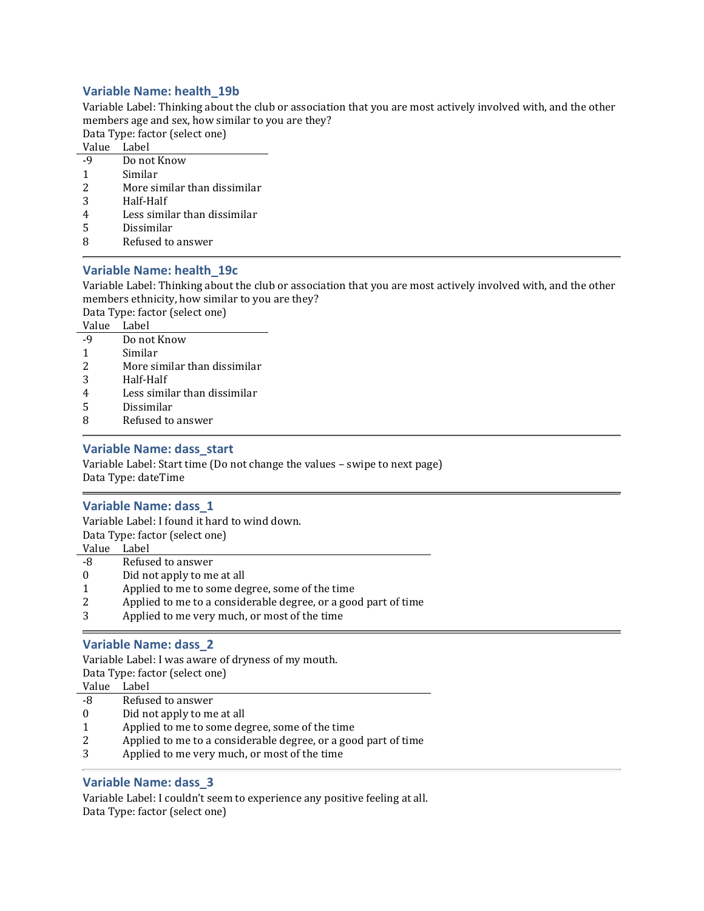### Variable Name: health_19b

Variable Label: Thinking about the club or association that you are most actively involved with, and the other members age and sex, how similar to you are they?
Data Type: factor (select one)

| Value | Label |
|---|---|
| -9 | Do not Know |
| 1 | Similar |
| 2 | More similar than dissimilar |
| 3 | Half-Half |
| 4 | Less similar than dissimilar |
| 5 | Dissimilar |
| 8 | Refused to answer |

### Variable Name: health_19c

Variable Label: Thinking about the club or association that you are most actively involved with, and the other members ethnicity, how similar to you are they?
Data Type: factor (select one)

| Value | Label |
|---|---|
| -9 | Do not Know |
| 1 | Similar |
| 2 | More similar than dissimilar |
| 3 | Half-Half |
| 4 | Less similar than dissimilar |
| 5 | Dissimilar |
| 8 | Refused to answer |

### Variable Name: dass_start

Variable Label: Start time (Do not change the values – swipe to next page)
Data Type: dateTime

### Variable Name: dass_1

Variable Label: I found it hard to wind down.
Data Type: factor (select one)

| Value | Label |
|---|---|
| -8 | Refused to answer |
| 0 | Did not apply to me at all |
| 1 | Applied to me to some degree, some of the time |
| 2 | Applied to me to a considerable degree, or a good part of time |
| 3 | Applied to me very much, or most of the time |

### Variable Name: dass_2

Variable Label: I was aware of dryness of my mouth.
Data Type: factor (select one)

| Value | Label |
|---|---|
| -8 | Refused to answer |
| 0 | Did not apply to me at all |
| 1 | Applied to me to some degree, some of the time |
| 2 | Applied to me to a considerable degree, or a good part of time |
| 3 | Applied to me very much, or most of the time |

### Variable Name: dass_3

Variable Label: I couldn't seem to experience any positive feeling at all.
Data Type: factor (select one)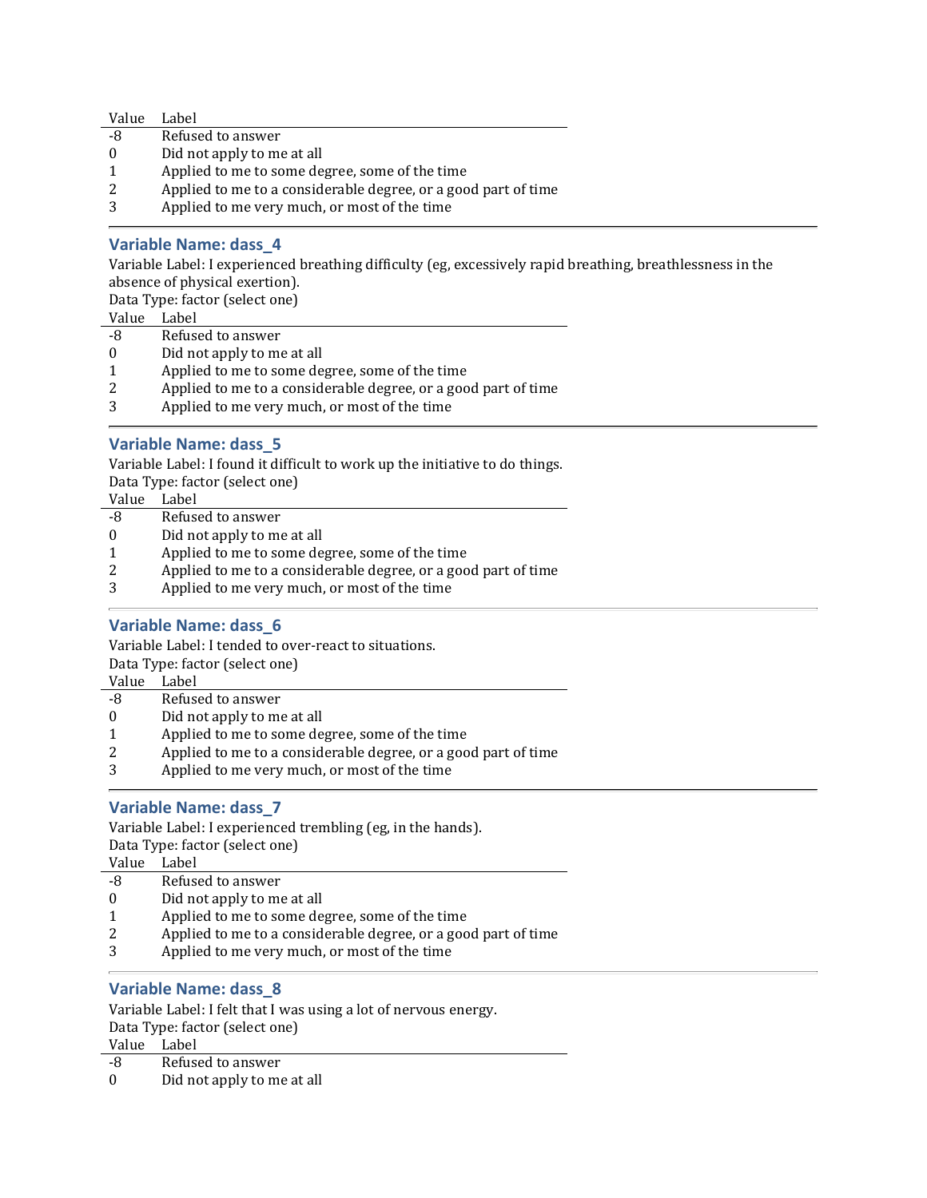| Value | Label |
|---|---|
| -8 | Refused to answer |
| 0 | Did not apply to me at all |
| 1 | Applied to me to some degree, some of the time |
| 2 | Applied to me to a considerable degree, or a good part of time |
| 3 | Applied to me very much, or most of the time |

### Variable Name: dass_4

Variable Label: I experienced breathing difficulty (eg, excessively rapid breathing, breathlessness in the absence of physical exertion).
Data Type: factor (select one)

| Value | Label |
|---|---|
| -8 | Refused to answer |
| 0 | Did not apply to me at all |
| 1 | Applied to me to some degree, some of the time |
| 2 | Applied to me to a considerable degree, or a good part of time |
| 3 | Applied to me very much, or most of the time |

### Variable Name: dass_5

Variable Label: I found it difficult to work up the initiative to do things.
Data Type: factor (select one)

| Value | Label |
|---|---|
| -8 | Refused to answer |
| 0 | Did not apply to me at all |
| 1 | Applied to me to some degree, some of the time |
| 2 | Applied to me to a considerable degree, or a good part of time |
| 3 | Applied to me very much, or most of the time |

### Variable Name: dass_6

Variable Label: I tended to over-react to situations.
Data Type: factor (select one)

| Value | Label |
|---|---|
| -8 | Refused to answer |
| 0 | Did not apply to me at all |
| 1 | Applied to me to some degree, some of the time |
| 2 | Applied to me to a considerable degree, or a good part of time |
| 3 | Applied to me very much, or most of the time |

### Variable Name: dass_7

Variable Label: I experienced trembling (eg, in the hands).
Data Type: factor (select one)

| Value | Label |
|---|---|
| -8 | Refused to answer |
| 0 | Did not apply to me at all |
| 1 | Applied to me to some degree, some of the time |
| 2 | Applied to me to a considerable degree, or a good part of time |
| 3 | Applied to me very much, or most of the time |

### Variable Name: dass_8

Variable Label: I felt that I was using a lot of nervous energy.
Data Type: factor (select one)

| Value | Label |
|---|---|
| -8 | Refused to answer |
| 0 | Did not apply to me at all |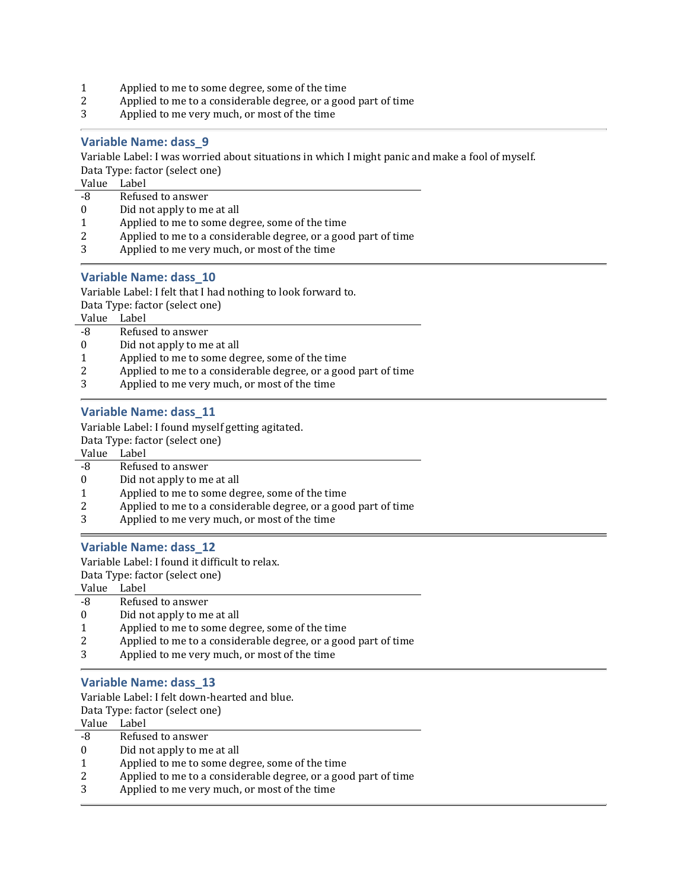| | |
|---|---|
| 1 | Applied to me to some degree, some of the time |
| 2 | Applied to me to a considerable degree, or a good part of time |
| 3 | Applied to me very much, or most of the time |

### Variable Name: dass_9

Variable Label: I was worried about situations in which I might panic and make a fool of myself.
Data Type: factor (select one)

| Value | Label |
|---|---|
| -8 | Refused to answer |
| 0 | Did not apply to me at all |
| 1 | Applied to me to some degree, some of the time |
| 2 | Applied to me to a considerable degree, or a good part of time |
| 3 | Applied to me very much, or most of the time |

### Variable Name: dass_10

Variable Label: I felt that I had nothing to look forward to.
Data Type: factor (select one)

| Value | Label |
|---|---|
| -8 | Refused to answer |
| 0 | Did not apply to me at all |
| 1 | Applied to me to some degree, some of the time |
| 2 | Applied to me to a considerable degree, or a good part of time |
| 3 | Applied to me very much, or most of the time |

### Variable Name: dass_11

Variable Label: I found myself getting agitated.
Data Type: factor (select one)

| Value | Label |
|---|---|
| -8 | Refused to answer |
| 0 | Did not apply to me at all |
| 1 | Applied to me to some degree, some of the time |
| 2 | Applied to me to a considerable degree, or a good part of time |
| 3 | Applied to me very much, or most of the time |

### Variable Name: dass_12

Variable Label: I found it difficult to relax.
Data Type: factor (select one)

| Value | Label |
|---|---|
| -8 | Refused to answer |
| 0 | Did not apply to me at all |
| 1 | Applied to me to some degree, some of the time |
| 2 | Applied to me to a considerable degree, or a good part of time |
| 3 | Applied to me very much, or most of the time |

### Variable Name: dass_13

Variable Label: I felt down-hearted and blue.
Data Type: factor (select one)

| Value | Label |
|---|---|
| -8 | Refused to answer |
| 0 | Did not apply to me at all |
| 1 | Applied to me to some degree, some of the time |
| 2 | Applied to me to a considerable degree, or a good part of time |
| 3 | Applied to me very much, or most of the time |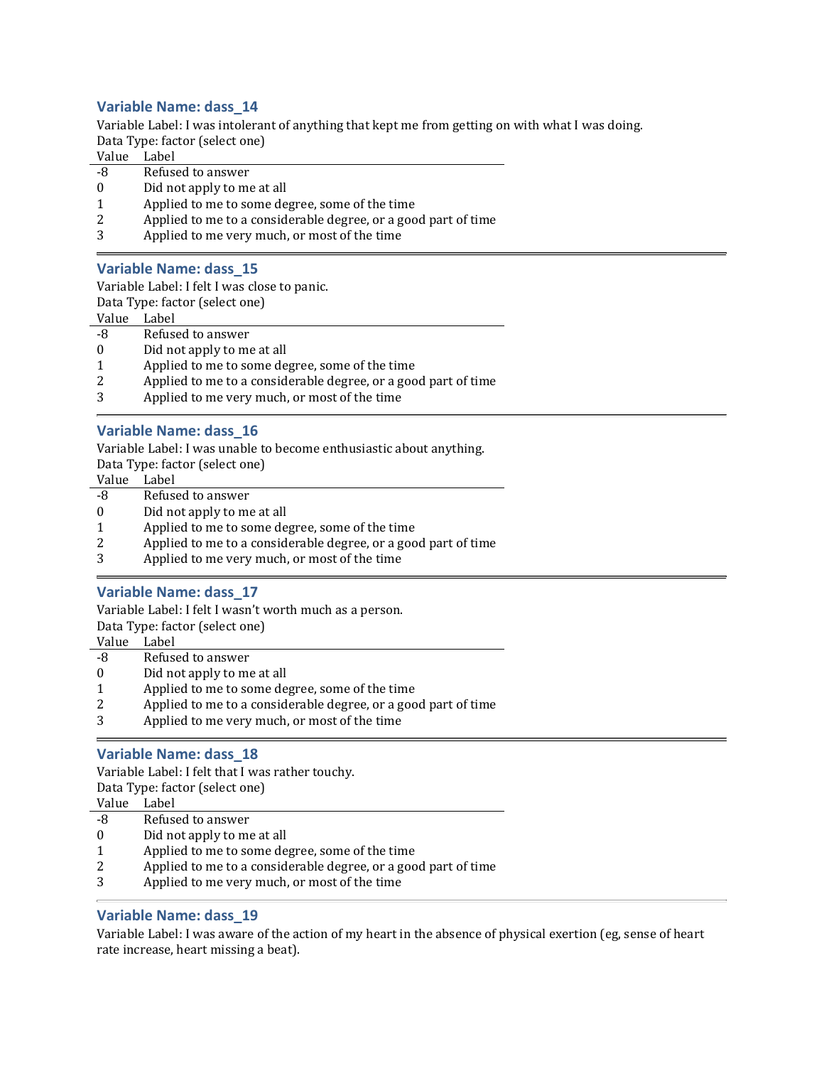### Variable Name: dass_14

Variable Label: I was intolerant of anything that kept me from getting on with what I was doing.
Data Type: factor (select one)

| Value | Label |
|---|---|
| -8 | Refused to answer |
| 0 | Did not apply to me at all |
| 1 | Applied to me to some degree, some of the time |
| 2 | Applied to me to a considerable degree, or a good part of time |
| 3 | Applied to me very much, or most of the time |

### Variable Name: dass_15

Variable Label: I felt I was close to panic.
Data Type: factor (select one)

| Value | Label |
|---|---|
| -8 | Refused to answer |
| 0 | Did not apply to me at all |
| 1 | Applied to me to some degree, some of the time |
| 2 | Applied to me to a considerable degree, or a good part of time |
| 3 | Applied to me very much, or most of the time |

### Variable Name: dass_16

Variable Label: I was unable to become enthusiastic about anything.
Data Type: factor (select one)

| Value | Label |
|---|---|
| -8 | Refused to answer |
| 0 | Did not apply to me at all |
| 1 | Applied to me to some degree, some of the time |
| 2 | Applied to me to a considerable degree, or a good part of time |
| 3 | Applied to me very much, or most of the time |

### Variable Name: dass_17

Variable Label: I felt I wasn't worth much as a person.
Data Type: factor (select one)

| Value | Label |
|---|---|
| -8 | Refused to answer |
| 0 | Did not apply to me at all |
| 1 | Applied to me to some degree, some of the time |
| 2 | Applied to me to a considerable degree, or a good part of time |
| 3 | Applied to me very much, or most of the time |

### Variable Name: dass_18

Variable Label: I felt that I was rather touchy.
Data Type: factor (select one)

| Value | Label |
|---|---|
| -8 | Refused to answer |
| 0 | Did not apply to me at all |
| 1 | Applied to me to some degree, some of the time |
| 2 | Applied to me to a considerable degree, or a good part of time |
| 3 | Applied to me very much, or most of the time |

### Variable Name: dass_19

Variable Label: I was aware of the action of my heart in the absence of physical exertion (eg, sense of heart rate increase, heart missing a beat).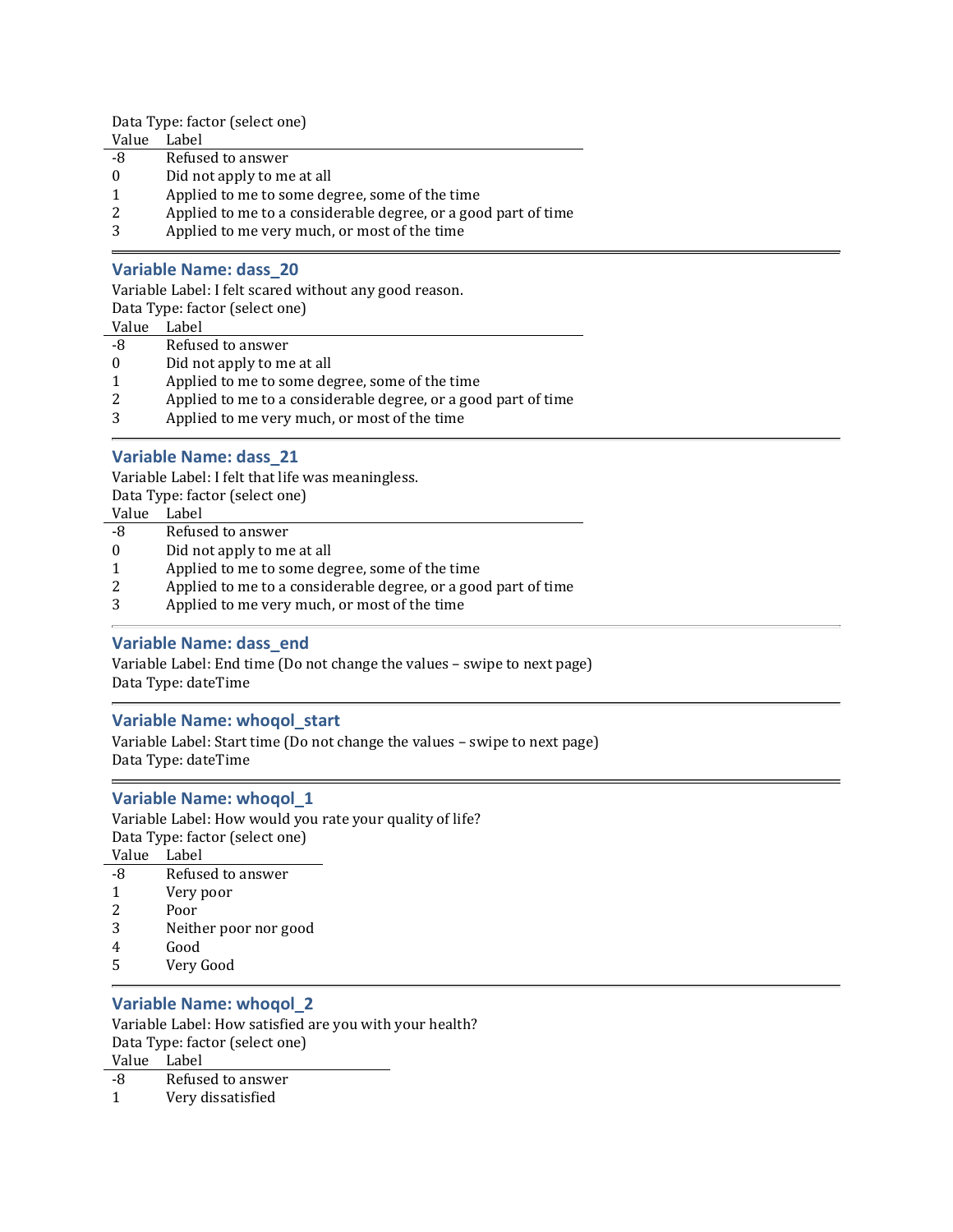Data Type: factor (select one)

| Value | Label |
|---|---|
| -8 | Refused to answer |
| 0 | Did not apply to me at all |
| 1 | Applied to me to some degree, some of the time |
| 2 | Applied to me to a considerable degree, or a good part of time |
| 3 | Applied to me very much, or most of the time |

### Variable Name: dass_20

Variable Label: I felt scared without any good reason.
Data Type: factor (select one)

| Value | Label |
|---|---|
| -8 | Refused to answer |
| 0 | Did not apply to me at all |
| 1 | Applied to me to some degree, some of the time |
| 2 | Applied to me to a considerable degree, or a good part of time |
| 3 | Applied to me very much, or most of the time |

### Variable Name: dass_21

Variable Label: I felt that life was meaningless.
Data Type: factor (select one)

| Value | Label |
|---|---|
| -8 | Refused to answer |
| 0 | Did not apply to me at all |
| 1 | Applied to me to some degree, some of the time |
| 2 | Applied to me to a considerable degree, or a good part of time |
| 3 | Applied to me very much, or most of the time |

### Variable Name: dass_end

Variable Label: End time (Do not change the values – swipe to next page)
Data Type: dateTime

### Variable Name: whoqol_start

Variable Label: Start time (Do not change the values – swipe to next page)
Data Type: dateTime

### Variable Name: whoqol_1

Variable Label: How would you rate your quality of life?
Data Type: factor (select one)

| Value | Label |
|---|---|
| -8 | Refused to answer |
| 1 | Very poor |
| 2 | Poor |
| 3 | Neither poor nor good |
| 4 | Good |
| 5 | Very Good |

### Variable Name: whoqol_2

Variable Label: How satisfied are you with your health?
Data Type: factor (select one)

| Value | Label |
|---|---|
| -8 | Refused to answer |
| 1 | Very dissatisfied |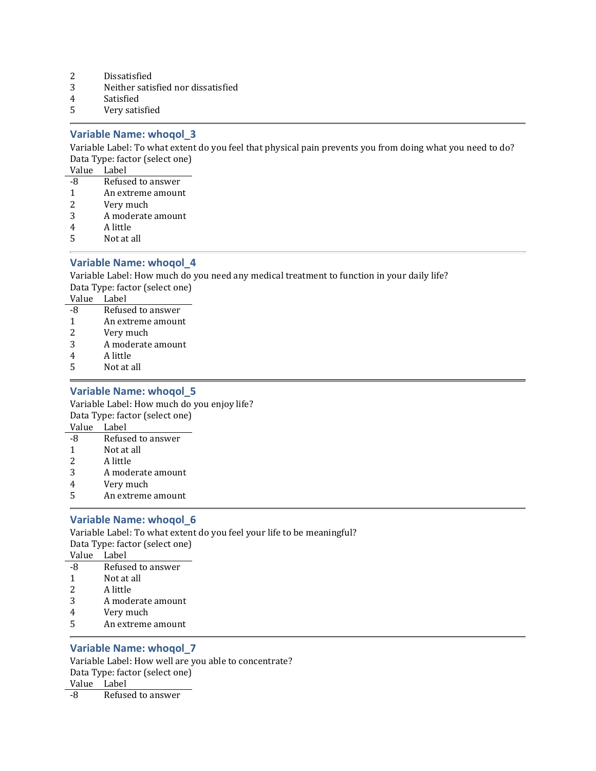| | |
|---|---|
| 2 | Dissatisfied |
| 3 | Neither satisfied nor dissatisfied |
| 4 | Satisfied |
| 5 | Very satisfied |

---

### Variable Name: whoqol_3

Variable Label: To what extent do you feel that physical pain prevents you from doing what you need to do?
Data Type: factor (select one)

| Value | Label |
|---|---|
| -8 | Refused to answer |
| 1 | An extreme amount |
| 2 | Very much |
| 3 | A moderate amount |
| 4 | A little |
| 5 | Not at all |

---

### Variable Name: whoqol_4

Variable Label: How much do you need any medical treatment to function in your daily life?
Data Type: factor (select one)

| Value | Label |
|---|---|
| -8 | Refused to answer |
| 1 | An extreme amount |
| 2 | Very much |
| 3 | A moderate amount |
| 4 | A little |
| 5 | Not at all |

---

### Variable Name: whoqol_5

Variable Label: How much do you enjoy life?
Data Type: factor (select one)

| Value | Label |
|---|---|
| -8 | Refused to answer |
| 1 | Not at all |
| 2 | A little |
| 3 | A moderate amount |
| 4 | Very much |
| 5 | An extreme amount |

---

### Variable Name: whoqol_6

Variable Label: To what extent do you feel your life to be meaningful?
Data Type: factor (select one)

| Value | Label |
|---|---|
| -8 | Refused to answer |
| 1 | Not at all |
| 2 | A little |
| 3 | A moderate amount |
| 4 | Very much |
| 5 | An extreme amount |

---

### Variable Name: whoqol_7

Variable Label: How well are you able to concentrate?
Data Type: factor (select one)

| Value | Label |
|---|---|
| -8 | Refused to answer |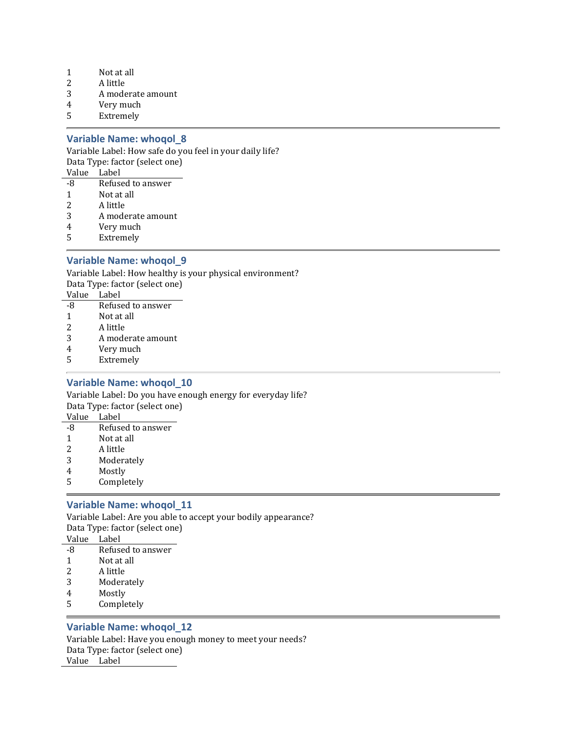| | |
|---|---|
| 1 | Not at all |
| 2 | A little |
| 3 | A moderate amount |
| 4 | Very much |
| 5 | Extremely |

---

### Variable Name: whoqol_8

Variable Label: How safe do you feel in your daily life?
Data Type: factor (select one)

| Value | Label |
|---|---|
| -8 | Refused to answer |
| 1 | Not at all |
| 2 | A little |
| 3 | A moderate amount |
| 4 | Very much |
| 5 | Extremely |

---

### Variable Name: whoqol_9

Variable Label: How healthy is your physical environment?
Data Type: factor (select one)

| Value | Label |
|---|---|
| -8 | Refused to answer |
| 1 | Not at all |
| 2 | A little |
| 3 | A moderate amount |
| 4 | Very much |
| 5 | Extremely |

---

### Variable Name: whoqol_10

Variable Label: Do you have enough energy for everyday life?
Data Type: factor (select one)

| Value | Label |
|---|---|
| -8 | Refused to answer |
| 1 | Not at all |
| 2 | A little |
| 3 | Moderately |
| 4 | Mostly |
| 5 | Completely |

---

### Variable Name: whoqol_11

Variable Label: Are you able to accept your bodily appearance?
Data Type: factor (select one)

| Value | Label |
|---|---|
| -8 | Refused to answer |
| 1 | Not at all |
| 2 | A little |
| 3 | Moderately |
| 4 | Mostly |
| 5 | Completely |

---

### Variable Name: whoqol_12

Variable Label: Have you enough money to meet your needs?
Data Type: factor (select one)

| Value | Label |
|---|---|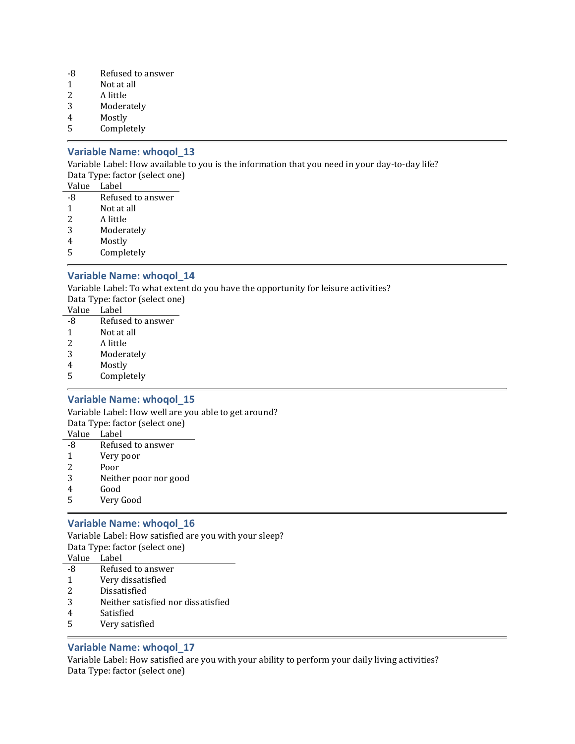| Value | Label |
|---|---|
| -8 | Refused to answer |
| 1 | Not at all |
| 2 | A little |
| 3 | Moderately |
| 4 | Mostly |
| 5 | Completely |

---

### Variable Name: whoqol_13

Variable Label: How available to you is the information that you need in your day-to-day life?
Data Type: factor (select one)

| Value | Label |
|---|---|
| -8 | Refused to answer |
| 1 | Not at all |
| 2 | A little |
| 3 | Moderately |
| 4 | Mostly |
| 5 | Completely |

---

### Variable Name: whoqol_14

Variable Label: To what extent do you have the opportunity for leisure activities?
Data Type: factor (select one)

| Value | Label |
|---|---|
| -8 | Refused to answer |
| 1 | Not at all |
| 2 | A little |
| 3 | Moderately |
| 4 | Mostly |
| 5 | Completely |

---

### Variable Name: whoqol_15

Variable Label: How well are you able to get around?
Data Type: factor (select one)

| Value | Label |
|---|---|
| -8 | Refused to answer |
| 1 | Very poor |
| 2 | Poor |
| 3 | Neither poor nor good |
| 4 | Good |
| 5 | Very Good |

---

### Variable Name: whoqol_16

Variable Label: How satisfied are you with your sleep?
Data Type: factor (select one)

| Value | Label |
|---|---|
| -8 | Refused to answer |
| 1 | Very dissatisfied |
| 2 | Dissatisfied |
| 3 | Neither satisfied nor dissatisfied |
| 4 | Satisfied |
| 5 | Very satisfied |

---

### Variable Name: whoqol_17

Variable Label: How satisfied are you with your ability to perform your daily living activities?
Data Type: factor (select one)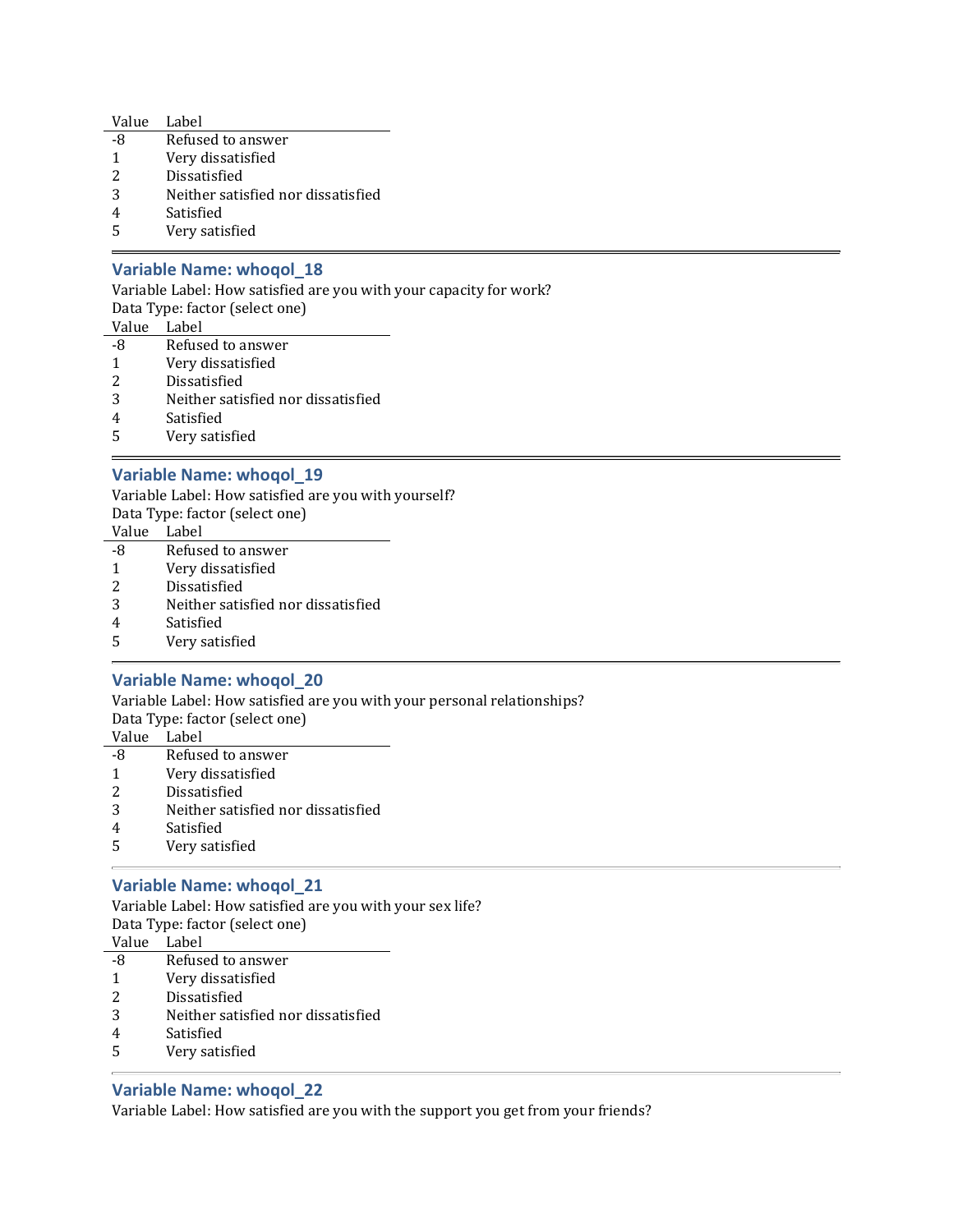| Value | Label |
|---|---|
| -8 | Refused to answer |
| 1 | Very dissatisfied |
| 2 | Dissatisfied |
| 3 | Neither satisfied nor dissatisfied |
| 4 | Satisfied |
| 5 | Very satisfied |

### Variable Name: whoqol_18

Variable Label: How satisfied are you with your capacity for work?
Data Type: factor (select one)

| Value | Label |
|---|---|
| -8 | Refused to answer |
| 1 | Very dissatisfied |
| 2 | Dissatisfied |
| 3 | Neither satisfied nor dissatisfied |
| 4 | Satisfied |
| 5 | Very satisfied |

### Variable Name: whoqol_19

Variable Label: How satisfied are you with yourself?
Data Type: factor (select one)

| Value | Label |
|---|---|
| -8 | Refused to answer |
| 1 | Very dissatisfied |
| 2 | Dissatisfied |
| 3 | Neither satisfied nor dissatisfied |
| 4 | Satisfied |
| 5 | Very satisfied |

### Variable Name: whoqol_20

Variable Label: How satisfied are you with your personal relationships?
Data Type: factor (select one)

| Value | Label |
|---|---|
| -8 | Refused to answer |
| 1 | Very dissatisfied |
| 2 | Dissatisfied |
| 3 | Neither satisfied nor dissatisfied |
| 4 | Satisfied |
| 5 | Very satisfied |

### Variable Name: whoqol_21

Variable Label: How satisfied are you with your sex life?
Data Type: factor (select one)

| Value | Label |
|---|---|
| -8 | Refused to answer |
| 1 | Very dissatisfied |
| 2 | Dissatisfied |
| 3 | Neither satisfied nor dissatisfied |
| 4 | Satisfied |
| 5 | Very satisfied |

### Variable Name: whoqol_22

Variable Label: How satisfied are you with the support you get from your friends?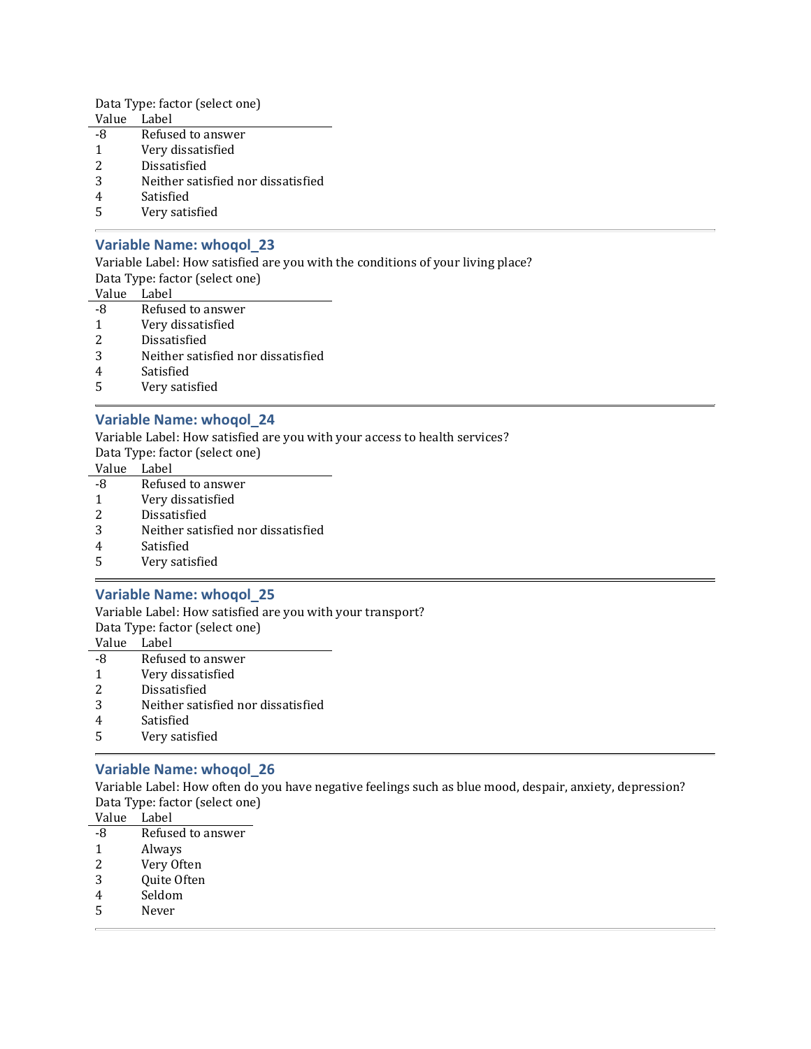Data Type: factor (select one)

| Value | Label |
|---|---|
| -8 | Refused to answer |
| 1 | Very dissatisfied |
| 2 | Dissatisfied |
| 3 | Neither satisfied nor dissatisfied |
| 4 | Satisfied |
| 5 | Very satisfied |

---

### Variable Name: whoqol_23

Variable Label: How satisfied are you with the conditions of your living place?
Data Type: factor (select one)

| Value | Label |
|---|---|
| -8 | Refused to answer |
| 1 | Very dissatisfied |
| 2 | Dissatisfied |
| 3 | Neither satisfied nor dissatisfied |
| 4 | Satisfied |
| 5 | Very satisfied |

---

### Variable Name: whoqol_24

Variable Label: How satisfied are you with your access to health services?
Data Type: factor (select one)

| Value | Label |
|---|---|
| -8 | Refused to answer |
| 1 | Very dissatisfied |
| 2 | Dissatisfied |
| 3 | Neither satisfied nor dissatisfied |
| 4 | Satisfied |
| 5 | Very satisfied |

---

### Variable Name: whoqol_25

Variable Label: How satisfied are you with your transport?
Data Type: factor (select one)

| Value | Label |
|---|---|
| -8 | Refused to answer |
| 1 | Very dissatisfied |
| 2 | Dissatisfied |
| 3 | Neither satisfied nor dissatisfied |
| 4 | Satisfied |
| 5 | Very satisfied |

---

### Variable Name: whoqol_26

Variable Label: How often do you have negative feelings such as blue mood, despair, anxiety, depression?
Data Type: factor (select one)

| Value | Label |
|---|---|
| -8 | Refused to answer |
| 1 | Always |
| 2 | Very Often |
| 3 | Quite Often |
| 4 | Seldom |
| 5 | Never |

---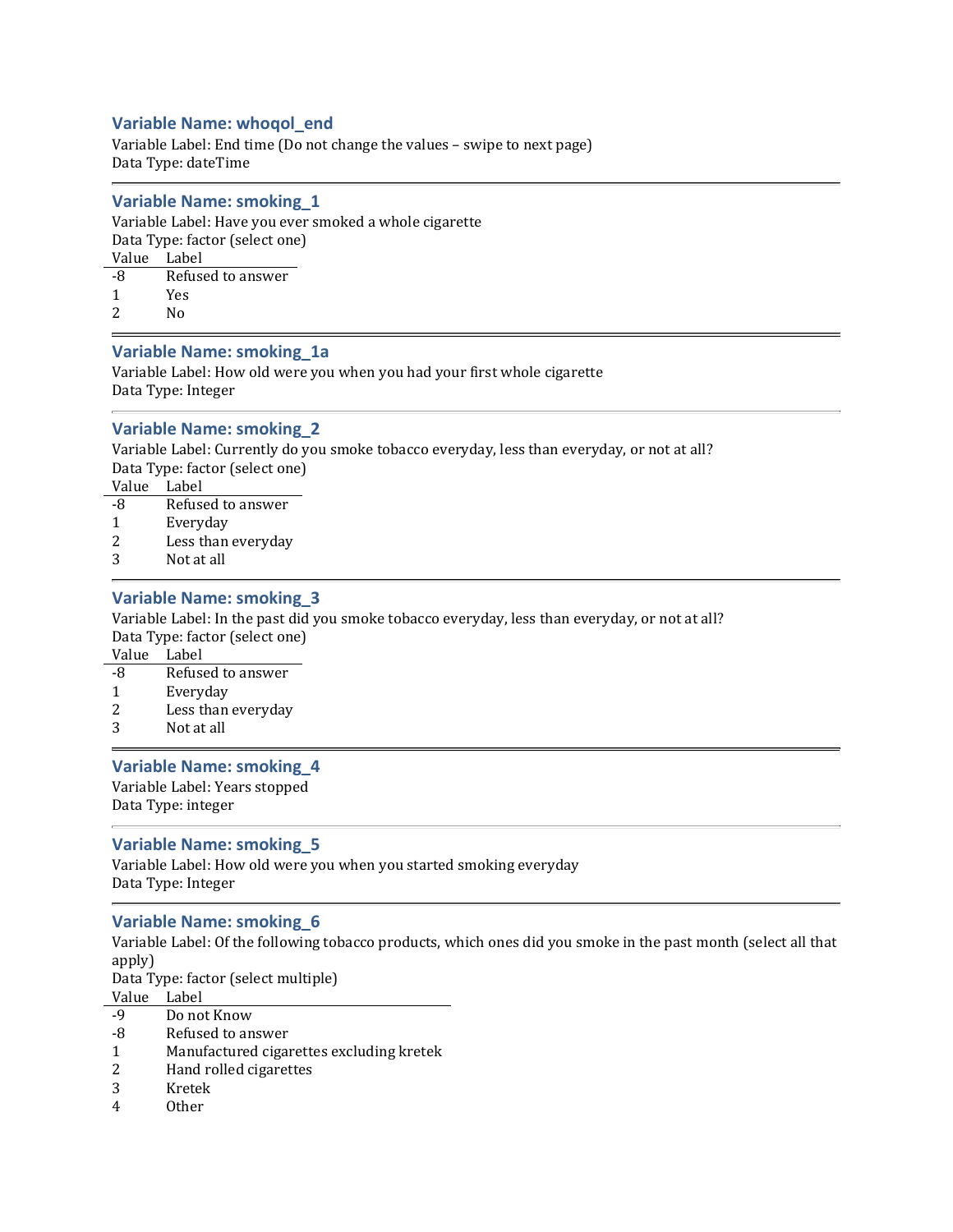### Variable Name: whoqol_end

Variable Label: End time (Do not change the values – swipe to next page)
Data Type: dateTime

---

### Variable Name: smoking_1

Variable Label: Have you ever smoked a whole cigarette
Data Type: factor (select one)

| Value | Label |
|---|---|
| -8 | Refused to answer |
| 1 | Yes |
| 2 | No |

---

### Variable Name: smoking_1a

Variable Label: How old were you when you had your first whole cigarette
Data Type: Integer

---

### Variable Name: smoking_2

Variable Label: Currently do you smoke tobacco everyday, less than everyday, or not at all?
Data Type: factor (select one)

| Value | Label |
|---|---|
| -8 | Refused to answer |
| 1 | Everyday |
| 2 | Less than everyday |
| 3 | Not at all |

---

### Variable Name: smoking_3

Variable Label: In the past did you smoke tobacco everyday, less than everyday, or not at all?
Data Type: factor (select one)

| Value | Label |
|---|---|
| -8 | Refused to answer |
| 1 | Everyday |
| 2 | Less than everyday |
| 3 | Not at all |

---

### Variable Name: smoking_4

Variable Label: Years stopped
Data Type: integer

---

### Variable Name: smoking_5

Variable Label: How old were you when you started smoking everyday
Data Type: Integer

---

### Variable Name: smoking_6

Variable Label: Of the following tobacco products, which ones did you smoke in the past month (select all that apply)
Data Type: factor (select multiple)

| Value | Label |
|---|---|
| -9 | Do not Know |
| -8 | Refused to answer |
| 1 | Manufactured cigarettes excluding kretek |
| 2 | Hand rolled cigarettes |
| 3 | Kretek |
| 4 | Other |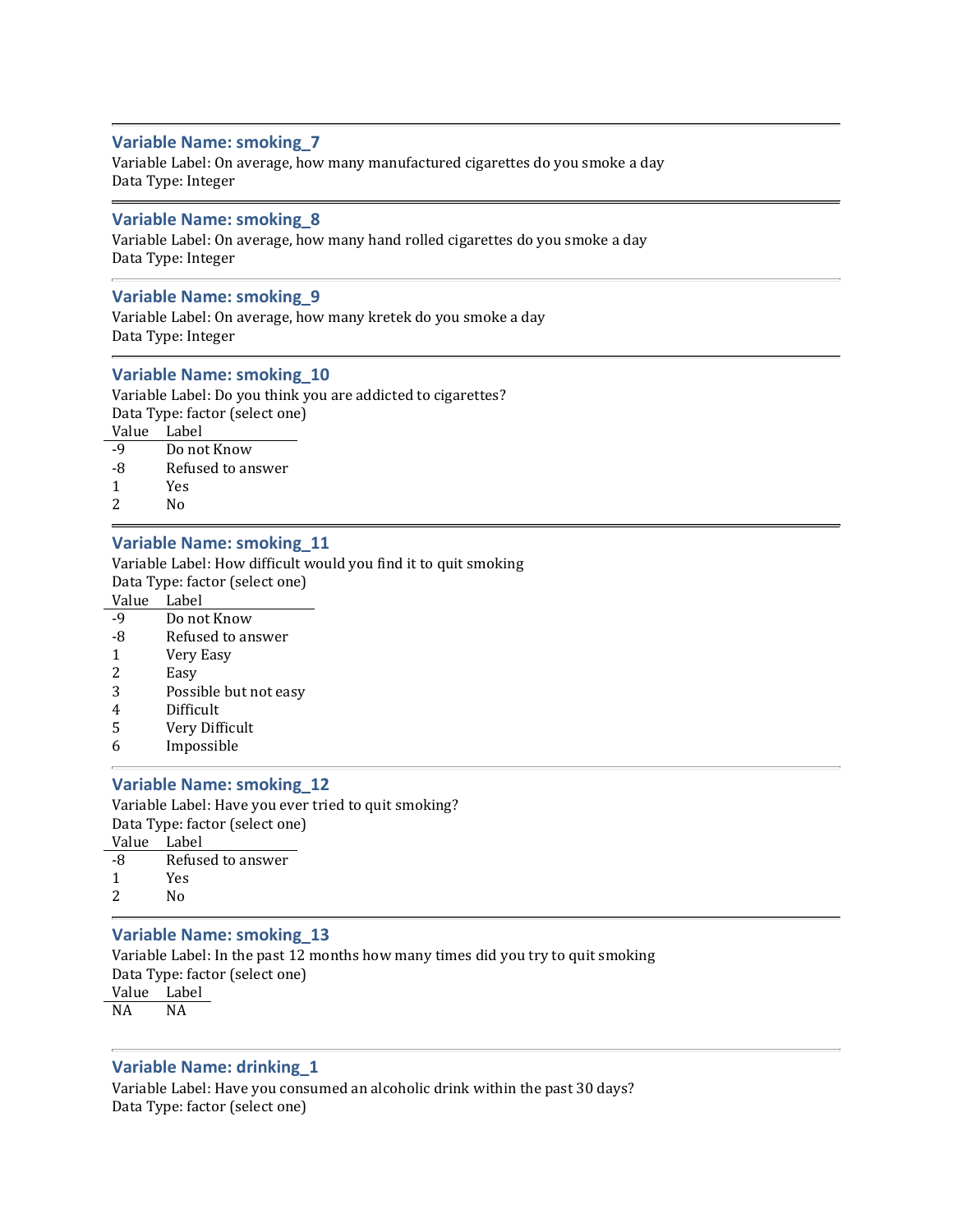### Variable Name: smoking_7

Variable Label: On average, how many manufactured cigarettes do you smoke a day
Data Type: Integer

### Variable Name: smoking_8

Variable Label: On average, how many hand rolled cigarettes do you smoke a day
Data Type: Integer

### Variable Name: smoking_9

Variable Label: On average, how many kretek do you smoke a day
Data Type: Integer

### Variable Name: smoking_10

Variable Label: Do you think you are addicted to cigarettes?
Data Type: factor (select one)

| Value | Label |
|---|---|
| -9 | Do not Know |
| -8 | Refused to answer |
| 1 | Yes |
| 2 | No |

### Variable Name: smoking_11

Variable Label: How difficult would you find it to quit smoking
Data Type: factor (select one)

| Value | Label |
|---|---|
| -9 | Do not Know |
| -8 | Refused to answer |
| 1 | Very Easy |
| 2 | Easy |
| 3 | Possible but not easy |
| 4 | Difficult |
| 5 | Very Difficult |
| 6 | Impossible |

### Variable Name: smoking_12

Variable Label: Have you ever tried to quit smoking?
Data Type: factor (select one)

| Value | Label |
|---|---|
| -8 | Refused to answer |
| 1 | Yes |
| 2 | No |

### Variable Name: smoking_13

Variable Label: In the past 12 months how many times did you try to quit smoking
Data Type: factor (select one)

| Value | Label |
|---|---|
| NA | NA |

### Variable Name: drinking_1

Variable Label: Have you consumed an alcoholic drink within the past 30 days?
Data Type: factor (select one)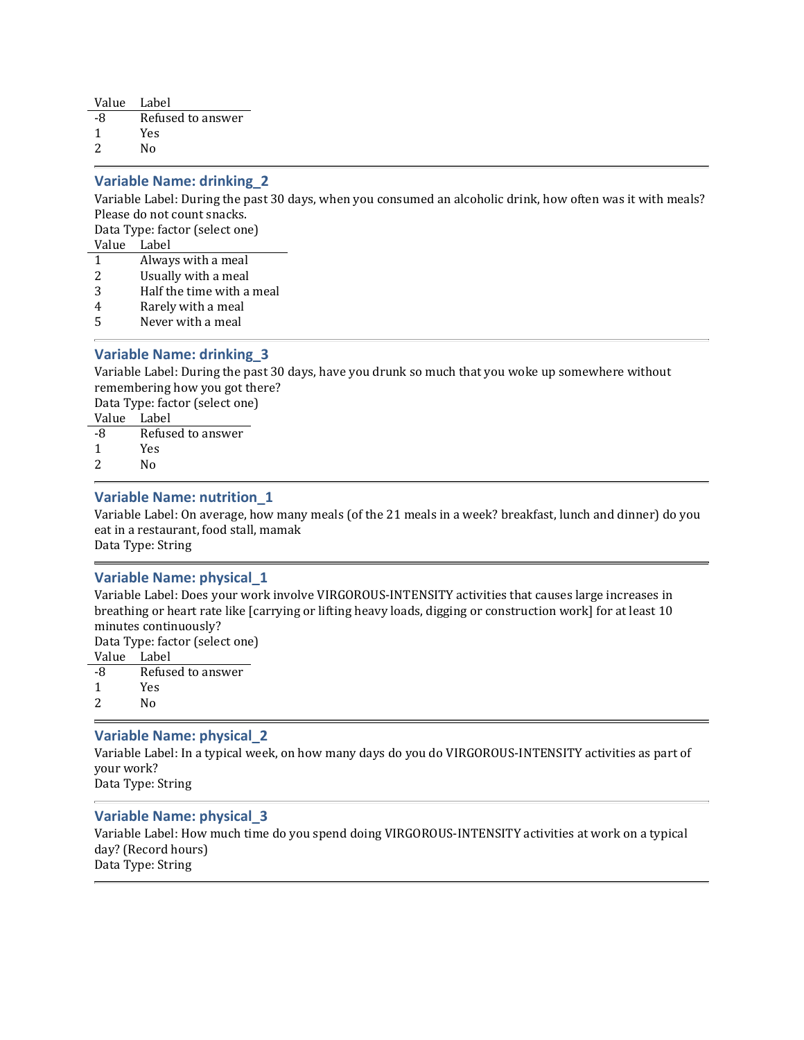| Value | Label |
|---|---|
| -8 | Refused to answer |
| 1 | Yes |
| 2 | No |

---

### Variable Name: drinking_2

Variable Label: During the past 30 days, when you consumed an alcoholic drink, how often was it with meals? Please do not count snacks.

Data Type: factor (select one)

| Value | Label |
|---|---|
| 1 | Always with a meal |
| 2 | Usually with a meal |
| 3 | Half the time with a meal |
| 4 | Rarely with a meal |
| 5 | Never with a meal |

---

### Variable Name: drinking_3

Variable Label: During the past 30 days, have you drunk so much that you woke up somewhere without remembering how you got there?

Data Type: factor (select one)

| Value | Label |
|---|---|
| -8 | Refused to answer |
| 1 | Yes |
| 2 | No |

---

### Variable Name: nutrition_1

Variable Label: On average, how many meals (of the 21 meals in a week? breakfast, lunch and dinner) do you eat in a restaurant, food stall, mamak

Data Type: String

---

### Variable Name: physical_1

Variable Label: Does your work involve VIRGOROUS-INTENSITY activities that causes large increases in breathing or heart rate like [carrying or lifting heavy loads, digging or construction work] for at least 10 minutes continuously?

Data Type: factor (select one)

| Value | Label |
|---|---|
| -8 | Refused to answer |
| 1 | Yes |
| 2 | No |

---

### Variable Name: physical_2

Variable Label: In a typical week, on how many days do you do VIRGOROUS-INTENSITY activities as part of your work?

Data Type: String

---

### Variable Name: physical_3

Variable Label: How much time do you spend doing VIRGOROUS-INTENSITY activities at work on a typical day? (Record hours)

Data Type: String

---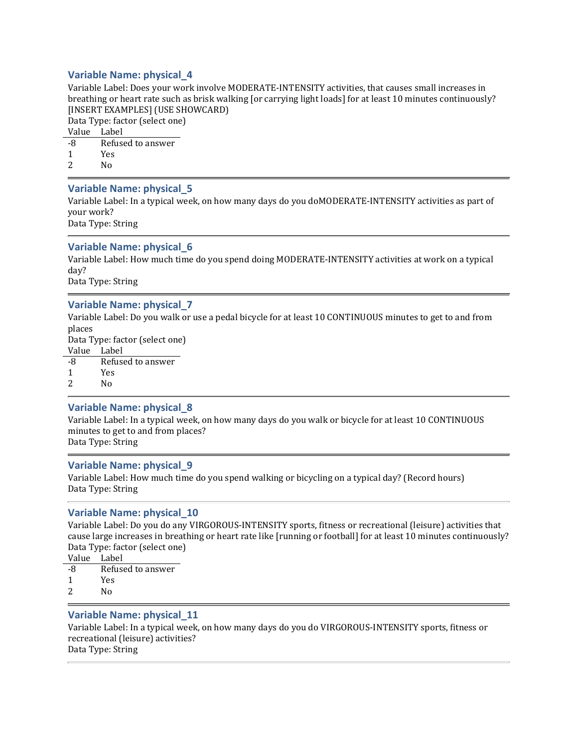### Variable Name: physical_4

Variable Label: Does your work involve MODERATE-INTENSITY activities, that causes small increases in breathing or heart rate such as brisk walking [or carrying light loads] for at least 10 minutes continuously? [INSERT EXAMPLES] (USE SHOWCARD)

Data Type: factor (select one)

| Value | Label |
|---|---|
| -8 | Refused to answer |
| 1 | Yes |
| 2 | No |

---

### Variable Name: physical_5

Variable Label: In a typical week, on how many days do you doMODERATE-INTENSITY activities as part of your work?

Data Type: String

---

### Variable Name: physical_6

Variable Label: How much time do you spend doing MODERATE-INTENSITY activities at work on a typical day?

Data Type: String

---

### Variable Name: physical_7

Variable Label: Do you walk or use a pedal bicycle for at least 10 CONTINUOUS minutes to get to and from places

Data Type: factor (select one)

| Value | Label |
|---|---|
| -8 | Refused to answer |
| 1 | Yes |
| 2 | No |

---

### Variable Name: physical_8

Variable Label: In a typical week, on how many days do you walk or bicycle for at least 10 CONTINUOUS minutes to get to and from places?

Data Type: String

---

### Variable Name: physical_9

Variable Label: How much time do you spend walking or bicycling on a typical day? (Record hours)

Data Type: String

---

### Variable Name: physical_10

Variable Label: Do you do any VIRGOROUS-INTENSITY sports, fitness or recreational (leisure) activities that cause large increases in breathing or heart rate like [running or football] for at least 10 minutes continuously?

Data Type: factor (select one)

| Value | Label |
|---|---|
| -8 | Refused to answer |
| 1 | Yes |
| 2 | No |

---

### Variable Name: physical_11

Variable Label: In a typical week, on how many days do you do VIRGOROUS-INTENSITY sports, fitness or recreational (leisure) activities?

Data Type: String

---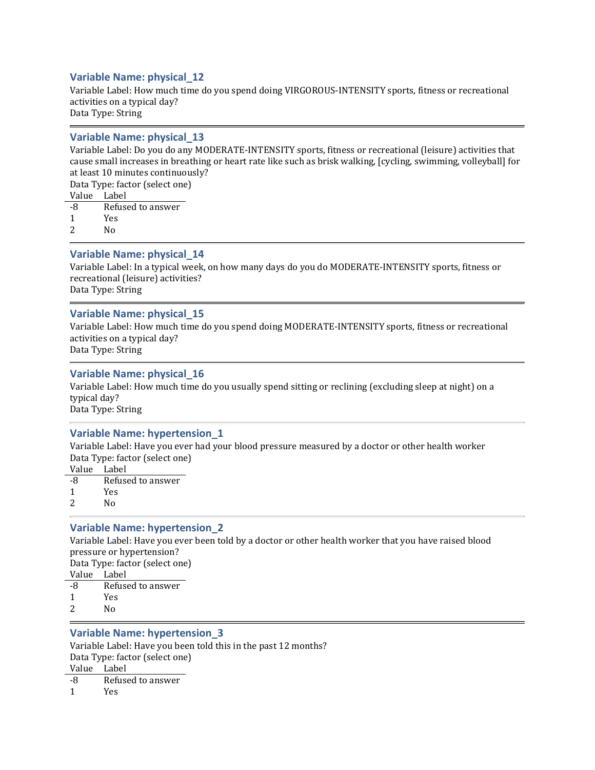### Variable Name: physical_12

Variable Label: How much time do you spend doing VIRGOROUS-INTENSITY sports, fitness or recreational activities on a typical day?
Data Type: String

---

### Variable Name: physical_13

Variable Label: Do you do any MODERATE-INTENSITY sports, fitness or recreational (leisure) activities that cause small increases in breathing or heart rate like such as brisk walking, [cycling, swimming, volleyball] for at least 10 minutes continuously?
Data Type: factor (select one)

| Value | Label |
|---|---|
| -8 | Refused to answer |
| 1 | Yes |
| 2 | No |

---

### Variable Name: physical_14

Variable Label: In a typical week, on how many days do you do MODERATE-INTENSITY sports, fitness or recreational (leisure) activities?
Data Type: String

---

### Variable Name: physical_15

Variable Label: How much time do you spend doing MODERATE-INTENSITY sports, fitness or recreational activities on a typical day?
Data Type: String

---

### Variable Name: physical_16

Variable Label: How much time do you usually spend sitting or reclining (excluding sleep at night) on a typical day?
Data Type: String

---

### Variable Name: hypertension_1

Variable Label: Have you ever had your blood pressure measured by a doctor or other health worker
Data Type: factor (select one)

| Value | Label |
|---|---|
| -8 | Refused to answer |
| 1 | Yes |
| 2 | No |

---

### Variable Name: hypertension_2

Variable Label: Have you ever been told by a doctor or other health worker that you have raised blood pressure or hypertension?
Data Type: factor (select one)

| Value | Label |
|---|---|
| -8 | Refused to answer |
| 1 | Yes |
| 2 | No |

---

### Variable Name: hypertension_3

Variable Label: Have you been told this in the past 12 months?
Data Type: factor (select one)

| Value | Label |
|---|---|
| -8 | Refused to answer |
| 1 | Yes |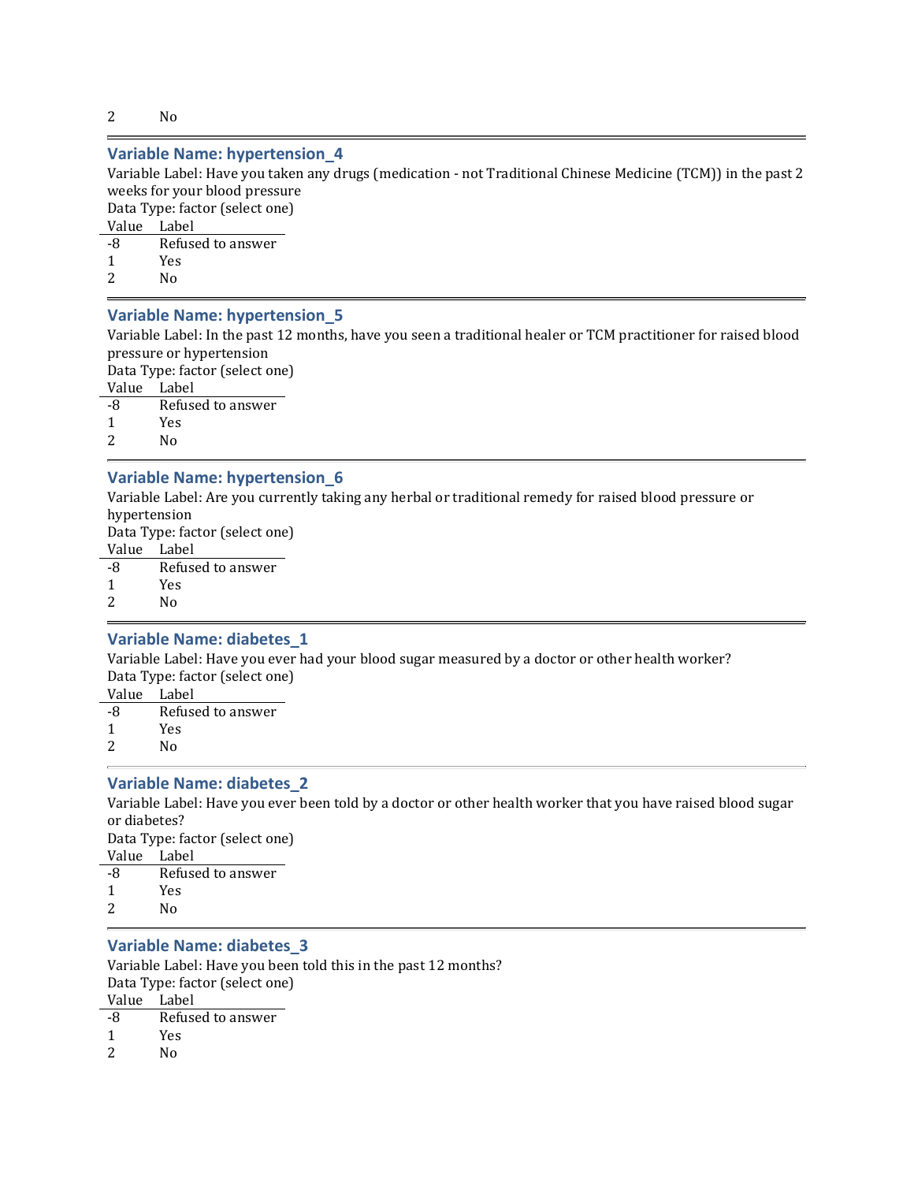| 2 | No |
|---|---|

---

### Variable Name: hypertension_4

Variable Label: Have you taken any drugs (medication - not Traditional Chinese Medicine (TCM)) in the past 2 weeks for your blood pressure

Data Type: factor (select one)

| Value | Label |
|---|---|
| -8 | Refused to answer |
| 1 | Yes |
| 2 | No |

---

### Variable Name: hypertension_5

Variable Label: In the past 12 months, have you seen a traditional healer or TCM practitioner for raised blood pressure or hypertension

Data Type: factor (select one)

| Value | Label |
|---|---|
| -8 | Refused to answer |
| 1 | Yes |
| 2 | No |

---

### Variable Name: hypertension_6

Variable Label: Are you currently taking any herbal or traditional remedy for raised blood pressure or hypertension

Data Type: factor (select one)

| Value | Label |
|---|---|
| -8 | Refused to answer |
| 1 | Yes |
| 2 | No |

---

### Variable Name: diabetes_1

Variable Label: Have you ever had your blood sugar measured by a doctor or other health worker?

Data Type: factor (select one)

| Value | Label |
|---|---|
| -8 | Refused to answer |
| 1 | Yes |
| 2 | No |

---

### Variable Name: diabetes_2

Variable Label: Have you ever been told by a doctor or other health worker that you have raised blood sugar or diabetes?

Data Type: factor (select one)

| Value | Label |
|---|---|
| -8 | Refused to answer |
| 1 | Yes |
| 2 | No |

---

### Variable Name: diabetes_3

Variable Label: Have you been told this in the past 12 months?

Data Type: factor (select one)

| Value | Label |
|---|---|
| -8 | Refused to answer |
| 1 | Yes |
| 2 | No |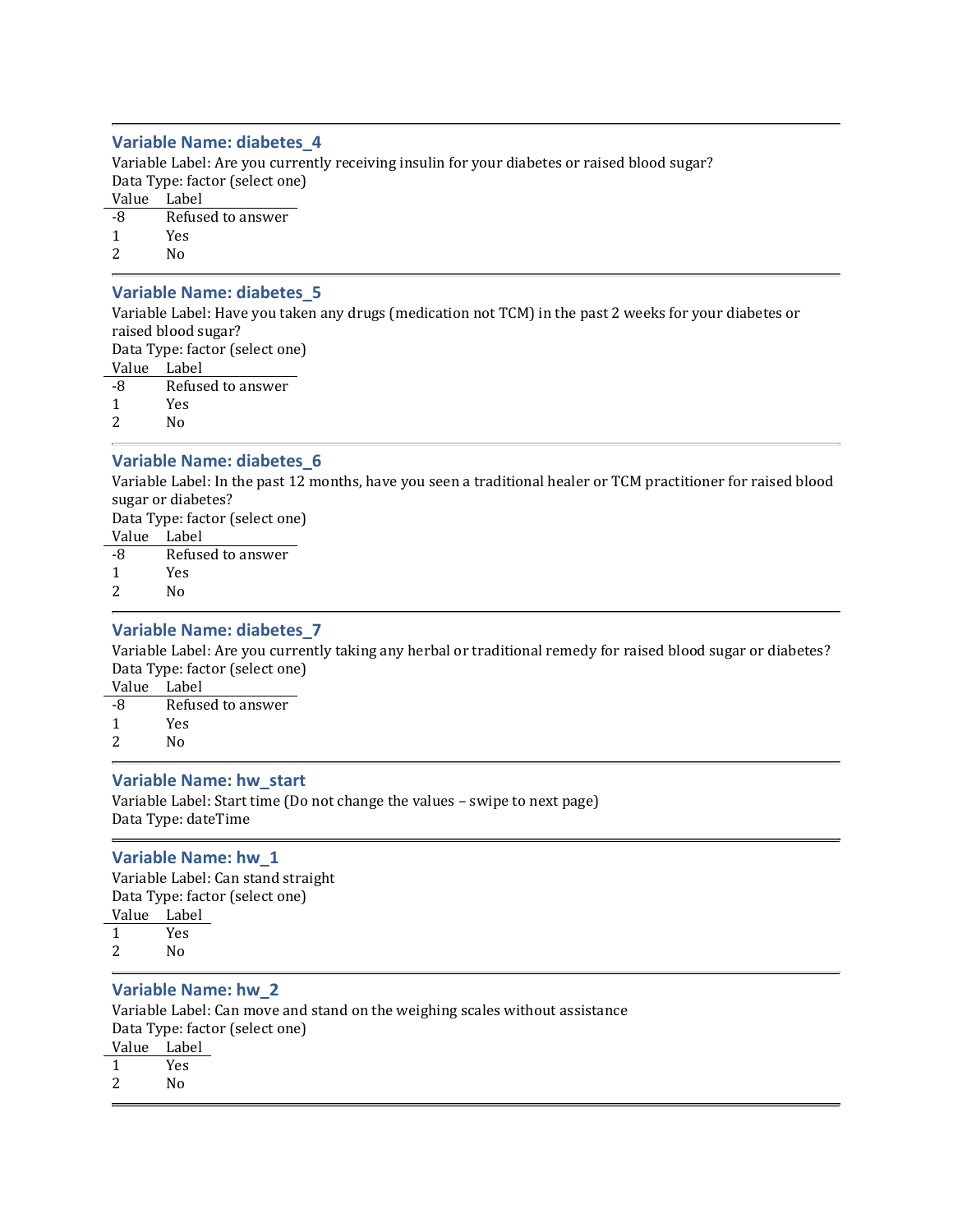### Variable Name: diabetes_4

Variable Label: Are you currently receiving insulin for your diabetes or raised blood sugar?
Data Type: factor (select one)

| Value | Label |
|---|---|
| -8 | Refused to answer |
| 1 | Yes |
| 2 | No |

### Variable Name: diabetes_5

Variable Label: Have you taken any drugs (medication not TCM) in the past 2 weeks for your diabetes or raised blood sugar?
Data Type: factor (select one)

| Value | Label |
|---|---|
| -8 | Refused to answer |
| 1 | Yes |
| 2 | No |

### Variable Name: diabetes_6

Variable Label: In the past 12 months, have you seen a traditional healer or TCM practitioner for raised blood sugar or diabetes?
Data Type: factor (select one)

| Value | Label |
|---|---|
| -8 | Refused to answer |
| 1 | Yes |
| 2 | No |

### Variable Name: diabetes_7

Variable Label: Are you currently taking any herbal or traditional remedy for raised blood sugar or diabetes?
Data Type: factor (select one)

| Value | Label |
|---|---|
| -8 | Refused to answer |
| 1 | Yes |
| 2 | No |

### Variable Name: hw_start

Variable Label: Start time (Do not change the values – swipe to next page)
Data Type: dateTime

### Variable Name: hw_1

Variable Label: Can stand straight
Data Type: factor (select one)

| Value | Label |
|---|---|
| 1 | Yes |
| 2 | No |

### Variable Name: hw_2

Variable Label: Can move and stand on the weighing scales without assistance
Data Type: factor (select one)

| Value | Label |
|---|---|
| 1 | Yes |
| 2 | No |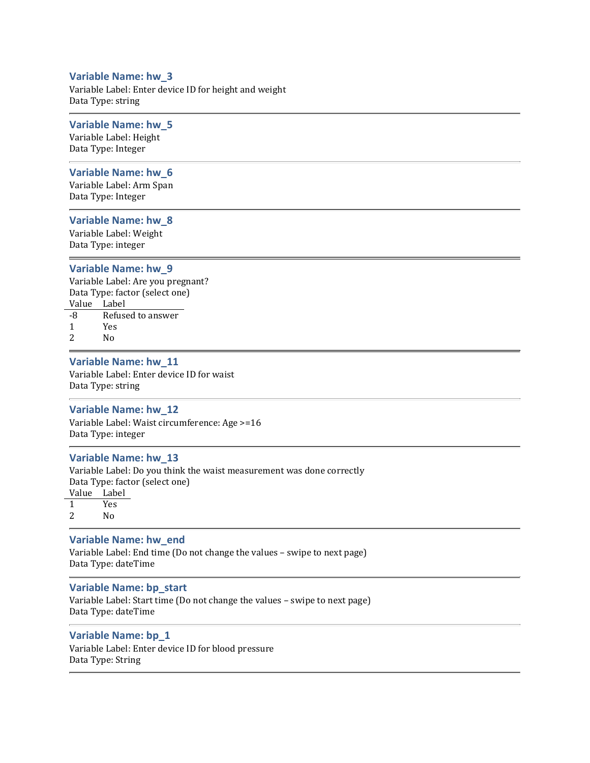### Variable Name: hw_3

Variable Label: Enter device ID for height and weight
Data Type: string

---

### Variable Name: hw_5

Variable Label: Height
Data Type: Integer

---

### Variable Name: hw_6

Variable Label: Arm Span
Data Type: Integer

---

### Variable Name: hw_8

Variable Label: Weight
Data Type: integer

---

### Variable Name: hw_9

Variable Label: Are you pregnant?
Data Type: factor (select one)

| Value | Label |
|---|---|
| -8 | Refused to answer |
| 1 | Yes |
| 2 | No |

---

### Variable Name: hw_11

Variable Label: Enter device ID for waist
Data Type: string

---

### Variable Name: hw_12

Variable Label: Waist circumference: Age >=16
Data Type: integer

---

### Variable Name: hw_13

Variable Label: Do you think the waist measurement was done correctly
Data Type: factor (select one)

| Value | Label |
|---|---|
| 1 | Yes |
| 2 | No |

---

### Variable Name: hw_end

Variable Label: End time (Do not change the values – swipe to next page)
Data Type: dateTime

---

### Variable Name: bp_start

Variable Label: Start time (Do not change the values – swipe to next page)
Data Type: dateTime

---

### Variable Name: bp_1

Variable Label: Enter device ID for blood pressure
Data Type: String

---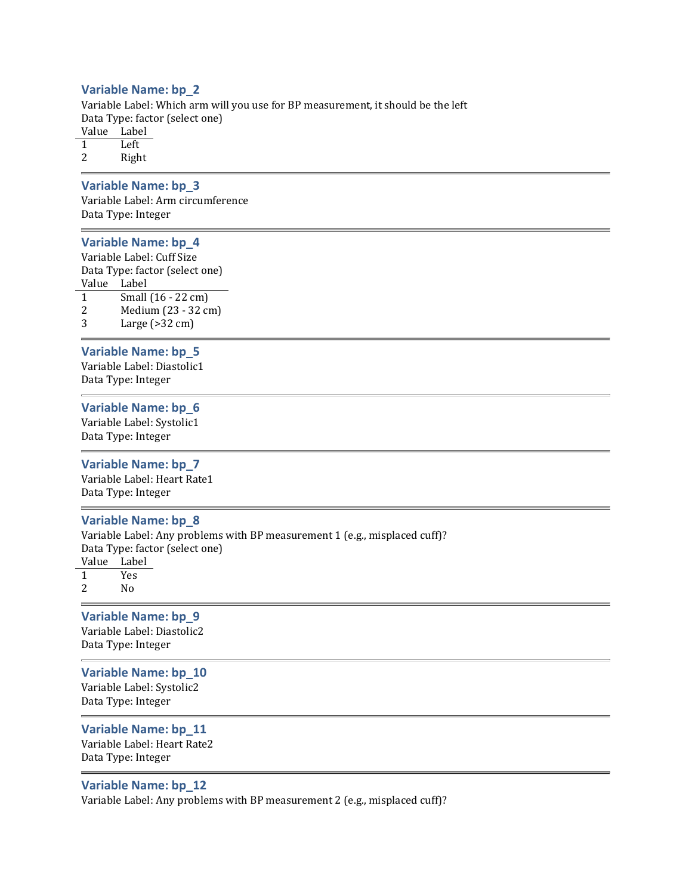### Variable Name: bp_2

Variable Label: Which arm will you use for BP measurement, it should be the left

Data Type: factor (select one)

| Value | Label |
|---|---|
| 1 | Left |
| 2 | Right |

---

### Variable Name: bp_3

Variable Label: Arm circumference

Data Type: Integer

---

### Variable Name: bp_4

Variable Label: Cuff Size

Data Type: factor (select one)

| Value | Label |
|---|---|
| 1 | Small (16 - 22 cm) |
| 2 | Medium (23 - 32 cm) |
| 3 | Large (>32 cm) |

---

### Variable Name: bp_5

Variable Label: Diastolic1

Data Type: Integer

---

### Variable Name: bp_6

Variable Label: Systolic1

Data Type: Integer

---

### Variable Name: bp_7

Variable Label: Heart Rate1

Data Type: Integer

---

### Variable Name: bp_8

Variable Label: Any problems with BP measurement 1 (e.g., misplaced cuff)?

Data Type: factor (select one)

| Value | Label |
|---|---|
| 1 | Yes |
| 2 | No |

---

### Variable Name: bp_9

Variable Label: Diastolic2

Data Type: Integer

---

### Variable Name: bp_10

Variable Label: Systolic2

Data Type: Integer

---

### Variable Name: bp_11

Variable Label: Heart Rate2

Data Type: Integer

---

### Variable Name: bp_12

Variable Label: Any problems with BP measurement 2 (e.g., misplaced cuff)?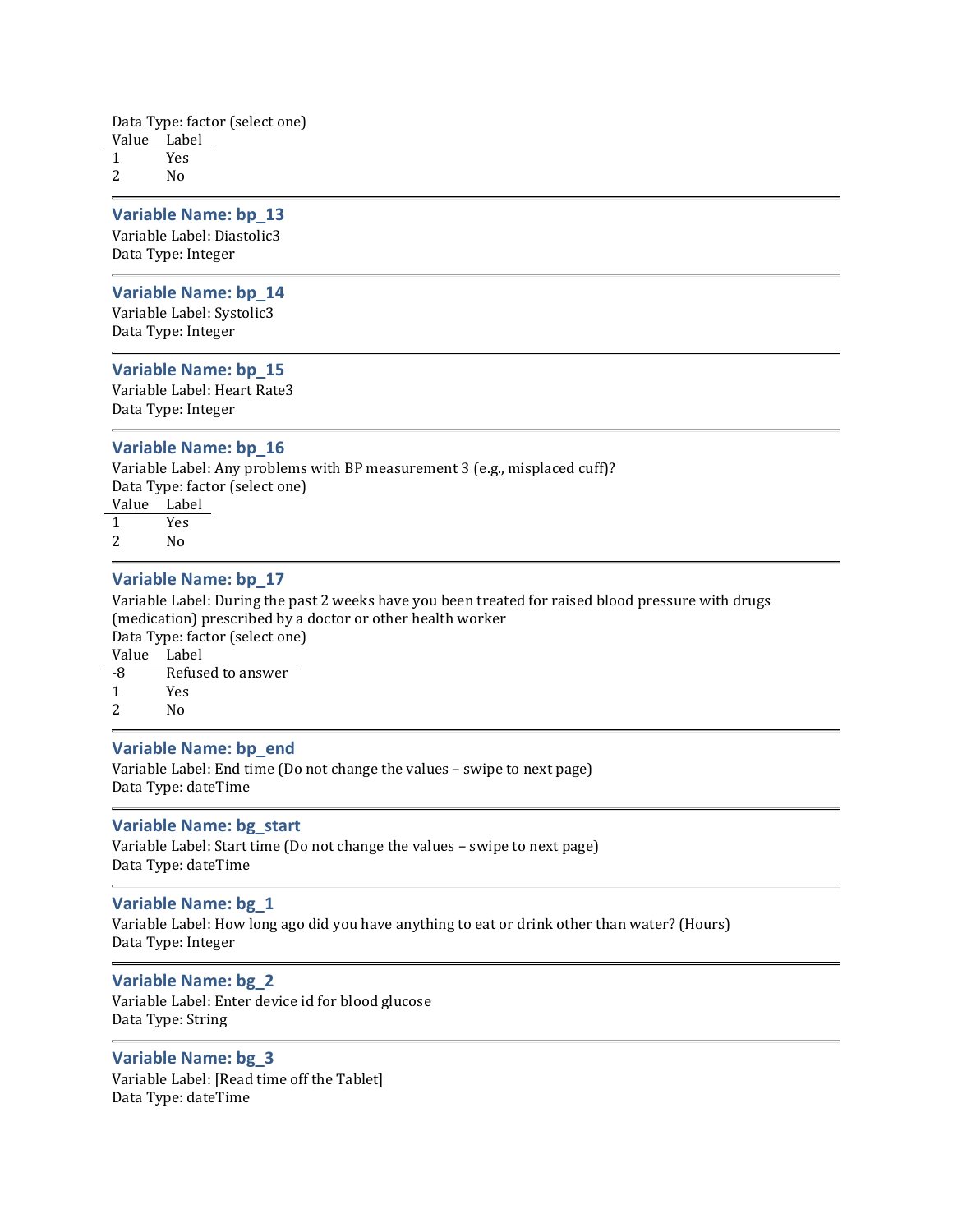Data Type: factor (select one)

| Value | Label |
|---|---|
| 1 | Yes |
| 2 | No |

---

### Variable Name: bp_13

Variable Label: Diastolic3
Data Type: Integer

---

### Variable Name: bp_14

Variable Label: Systolic3
Data Type: Integer

---

### Variable Name: bp_15

Variable Label: Heart Rate3
Data Type: Integer

---

### Variable Name: bp_16

Variable Label: Any problems with BP measurement 3 (e.g., misplaced cuff)?
Data Type: factor (select one)

| Value | Label |
|---|---|
| 1 | Yes |
| 2 | No |

---

### Variable Name: bp_17

Variable Label: During the past 2 weeks have you been treated for raised blood pressure with drugs (medication) prescribed by a doctor or other health worker
Data Type: factor (select one)

| Value | Label |
|---|---|
| -8 | Refused to answer |
| 1 | Yes |
| 2 | No |

---

### Variable Name: bp_end

Variable Label: End time (Do not change the values – swipe to next page)
Data Type: dateTime

---

### Variable Name: bg_start

Variable Label: Start time (Do not change the values – swipe to next page)
Data Type: dateTime

---

### Variable Name: bg_1

Variable Label: How long ago did you have anything to eat or drink other than water? (Hours)
Data Type: Integer

---

### Variable Name: bg_2

Variable Label: Enter device id for blood glucose
Data Type: String

---

### Variable Name: bg_3

Variable Label: [Read time off the Tablet]
Data Type: dateTime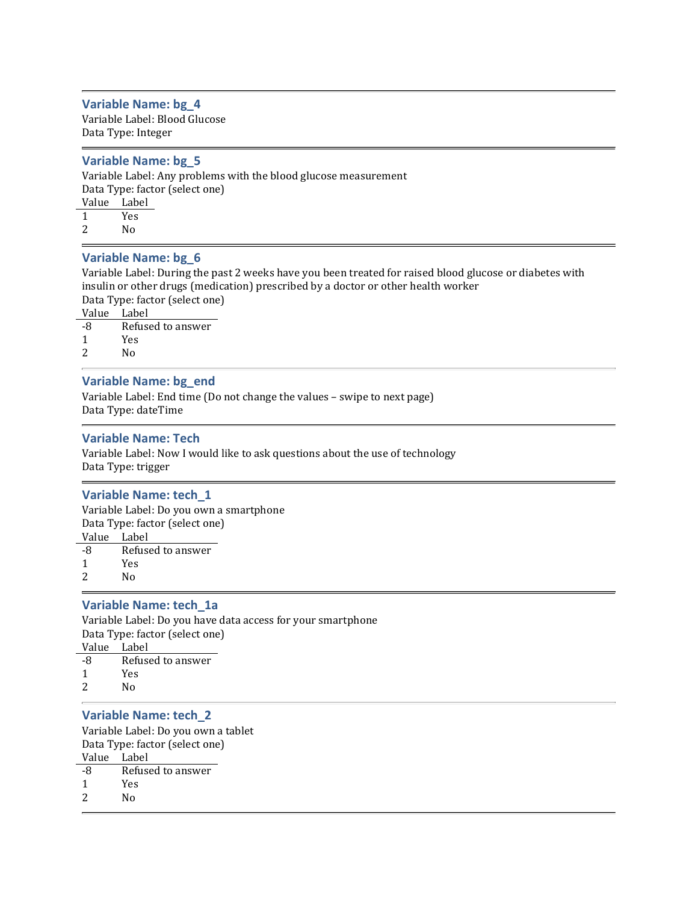### Variable Name: bg_4

Variable Label: Blood Glucose
Data Type: Integer

---

### Variable Name: bg_5

Variable Label: Any problems with the blood glucose measurement
Data Type: factor (select one)

| Value | Label |
|---|---|
| 1 | Yes |
| 2 | No |

---

### Variable Name: bg_6

Variable Label: During the past 2 weeks have you been treated for raised blood glucose or diabetes with insulin or other drugs (medication) prescribed by a doctor or other health worker
Data Type: factor (select one)

| Value | Label |
|---|---|
| -8 | Refused to answer |
| 1 | Yes |
| 2 | No |

---

### Variable Name: bg_end

Variable Label: End time (Do not change the values – swipe to next page)
Data Type: dateTime

---

### Variable Name: Tech

Variable Label: Now I would like to ask questions about the use of technology
Data Type: trigger

---

### Variable Name: tech_1

Variable Label: Do you own a smartphone
Data Type: factor (select one)

| Value | Label |
|---|---|
| -8 | Refused to answer |
| 1 | Yes |
| 2 | No |

---

### Variable Name: tech_1a

Variable Label: Do you have data access for your smartphone
Data Type: factor (select one)

| Value | Label |
|---|---|
| -8 | Refused to answer |
| 1 | Yes |
| 2 | No |

---

### Variable Name: tech_2

Variable Label: Do you own a tablet
Data Type: factor (select one)

| Value | Label |
|---|---|
| -8 | Refused to answer |
| 1 | Yes |
| 2 | No |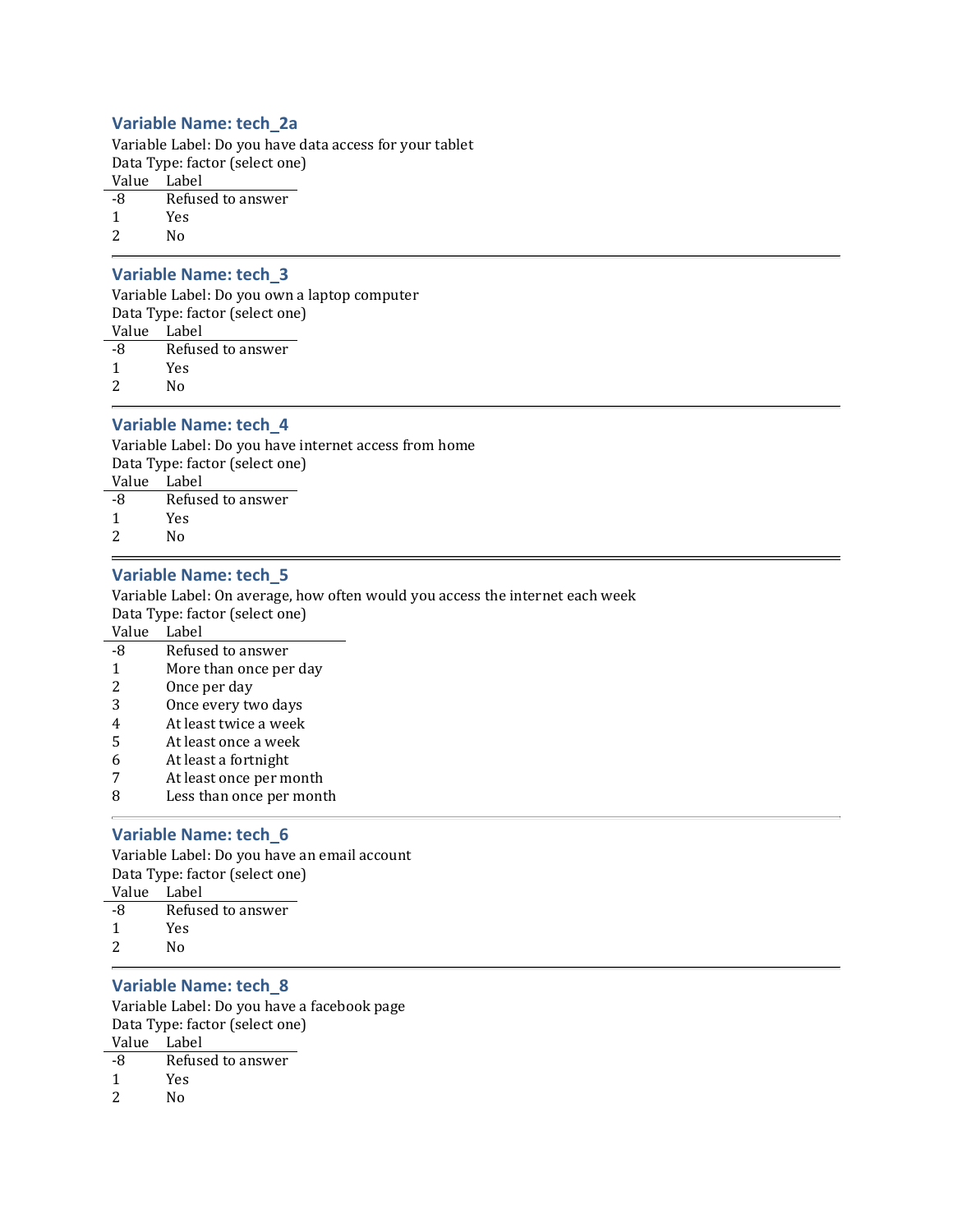### Variable Name: tech_2a

Variable Label: Do you have data access for your tablet

Data Type: factor (select one)

| Value | Label |
|---|---|
| -8 | Refused to answer |
| 1 | Yes |
| 2 | No |

---

### Variable Name: tech_3

Variable Label: Do you own a laptop computer

Data Type: factor (select one)

| Value | Label |
|---|---|
| -8 | Refused to answer |
| 1 | Yes |
| 2 | No |

---

### Variable Name: tech_4

Variable Label: Do you have internet access from home

Data Type: factor (select one)

| Value | Label |
|---|---|
| -8 | Refused to answer |
| 1 | Yes |
| 2 | No |

---

### Variable Name: tech_5

Variable Label: On average, how often would you access the internet each week

Data Type: factor (select one)

| Value | Label |
|---|---|
| -8 | Refused to answer |
| 1 | More than once per day |
| 2 | Once per day |
| 3 | Once every two days |
| 4 | At least twice a week |
| 5 | At least once a week |
| 6 | At least a fortnight |
| 7 | At least once per month |
| 8 | Less than once per month |

---

### Variable Name: tech_6

Variable Label: Do you have an email account

Data Type: factor (select one)

| Value | Label |
|---|---|
| -8 | Refused to answer |
| 1 | Yes |
| 2 | No |

---

### Variable Name: tech_8

Variable Label: Do you have a facebook page

Data Type: factor (select one)

| Value | Label |
|---|---|
| -8 | Refused to answer |
| 1 | Yes |
| 2 | No |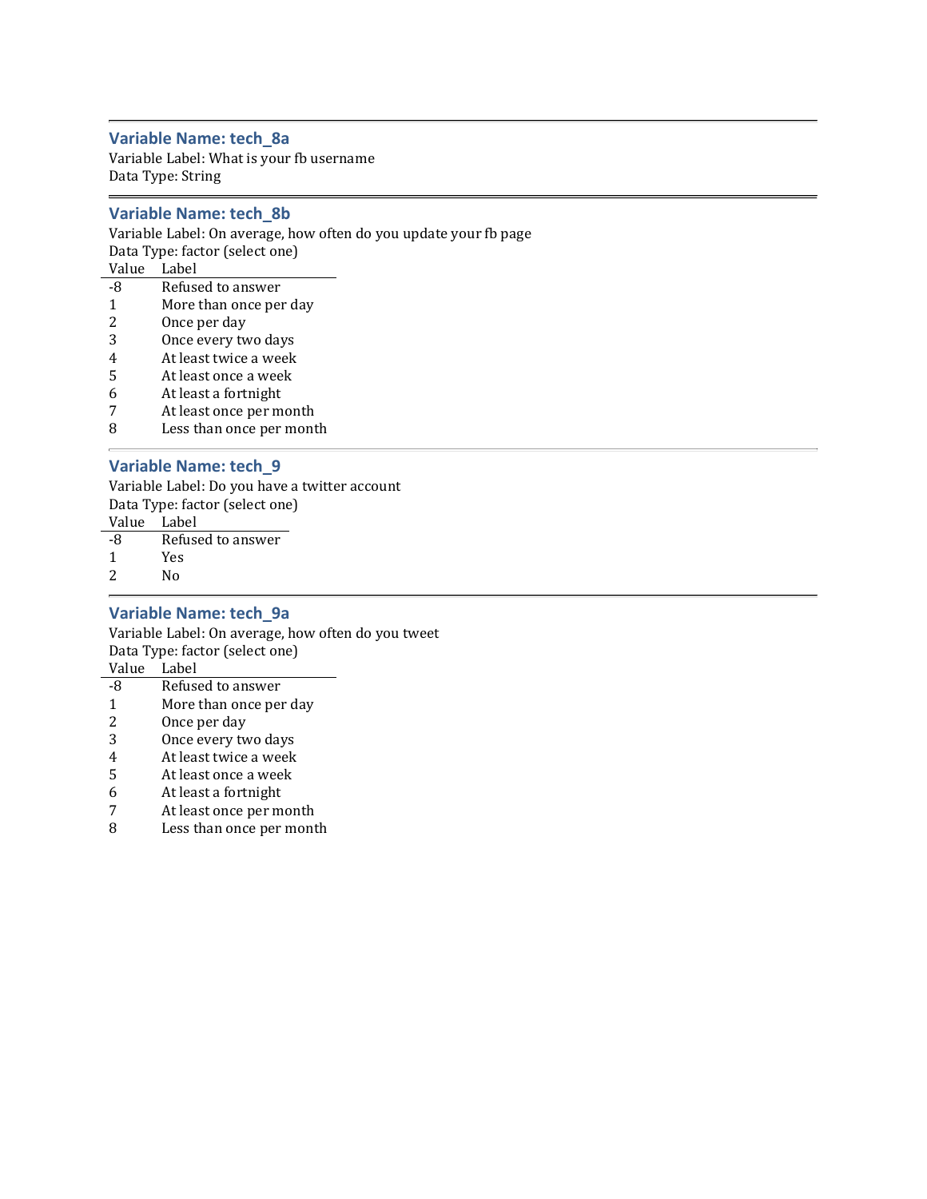### Variable Name: tech_8a

Variable Label: What is your fb username
Data Type: String

### Variable Name: tech_8b

Variable Label: On average, how often do you update your fb page
Data Type: factor (select one)

| Value | Label |
|---|---|
| -8 | Refused to answer |
| 1 | More than once per day |
| 2 | Once per day |
| 3 | Once every two days |
| 4 | At least twice a week |
| 5 | At least once a week |
| 6 | At least a fortnight |
| 7 | At least once per month |
| 8 | Less than once per month |

### Variable Name: tech_9

Variable Label: Do you have a twitter account
Data Type: factor (select one)

| Value | Label |
|---|---|
| -8 | Refused to answer |
| 1 | Yes |
| 2 | No |

### Variable Name: tech_9a

Variable Label: On average, how often do you tweet
Data Type: factor (select one)

| Value | Label |
|---|---|
| -8 | Refused to answer |
| 1 | More than once per day |
| 2 | Once per day |
| 3 | Once every two days |
| 4 | At least twice a week |
| 5 | At least once a week |
| 6 | At least a fortnight |
| 7 | At least once per month |
| 8 | Less than once per month |